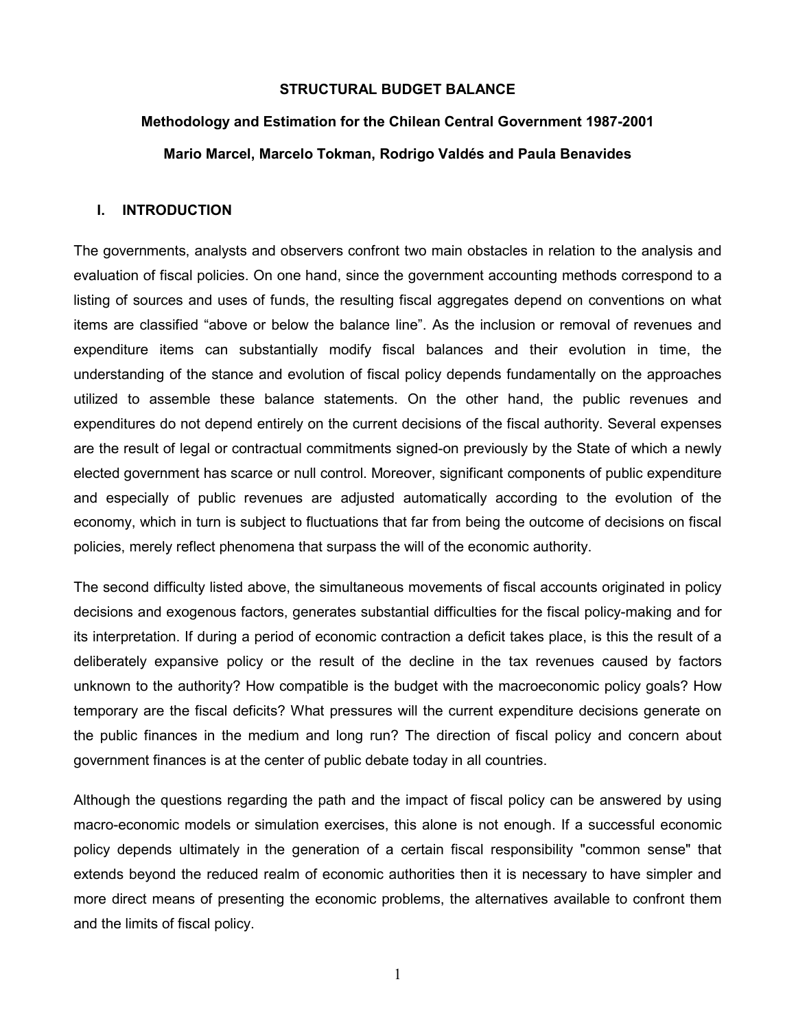# STRUCTURAL BUDGET BALANCE

## Methodology and Estimation for the Chilean Central Government 1987-2001

**Mario Marcel, Marcelo Tokman, Rodrigo Valdés and Paula Benavides**

## I. INTRODUCTION

The governments, analysts and observers confront two main obstacles in relation to the analysis and evaluation of fiscal policies. On one hand, since the government accounting methods correspond to a listing of sources and uses of funds, the resulting fiscal aggregates depend on conventions on what items are classified "above or below the balance line". As the inclusion or removal of revenues and expenditure items can substantially modify fiscal balances and their evolution in time, the understanding of the stance and evolution of fiscal policy depends fundamentally on the approaches utilized to assemble these balance statements. On the other hand, the public revenues and expenditures do not depend entirely on the current decisions of the fiscal authority. Several expenses are the result of legal or contractual commitments signed-on previously by the State of which a newly elected government has scarce or null control. Moreover, significant components of public expenditure and especially of public revenues are adjusted automatically according to the evolution of the economy, which in turn is subject to fluctuations that far from being the outcome of decisions on fiscal policies, merely reflect phenomena that surpass the will of the economic authority.

The second difficulty listed above, the simultaneous movements of fiscal accounts originated in policy decisions and exogenous factors, generates substantial difficulties for the fiscal policy-making and for its interpretation. If during a period of economic contraction a deficit takes place, is this the result of a deliberately expansive policy or the result of the decline in the tax revenues caused by factors unknown to the authority? How compatible is the budget with the macroeconomic policy goals? How temporary are the fiscal deficits? What pressures will the current expenditure decisions generate on the public finances in the medium and long run? The direction of fiscal policy and concern about government finances is at the center of public debate today in all countries.

Although the questions regarding the path and the impact of fiscal policy can be answered by using macro-economic models or simulation exercises, this alone is not enough. If a successful economic policy depends ultimately in the generation of a certain fiscal responsibility "common sense" that extends beyond the reduced realm of economic authorities then it is necessary to have simpler and more direct means of presenting the economic problems, the alternatives available to confront them and the limits of fiscal policy.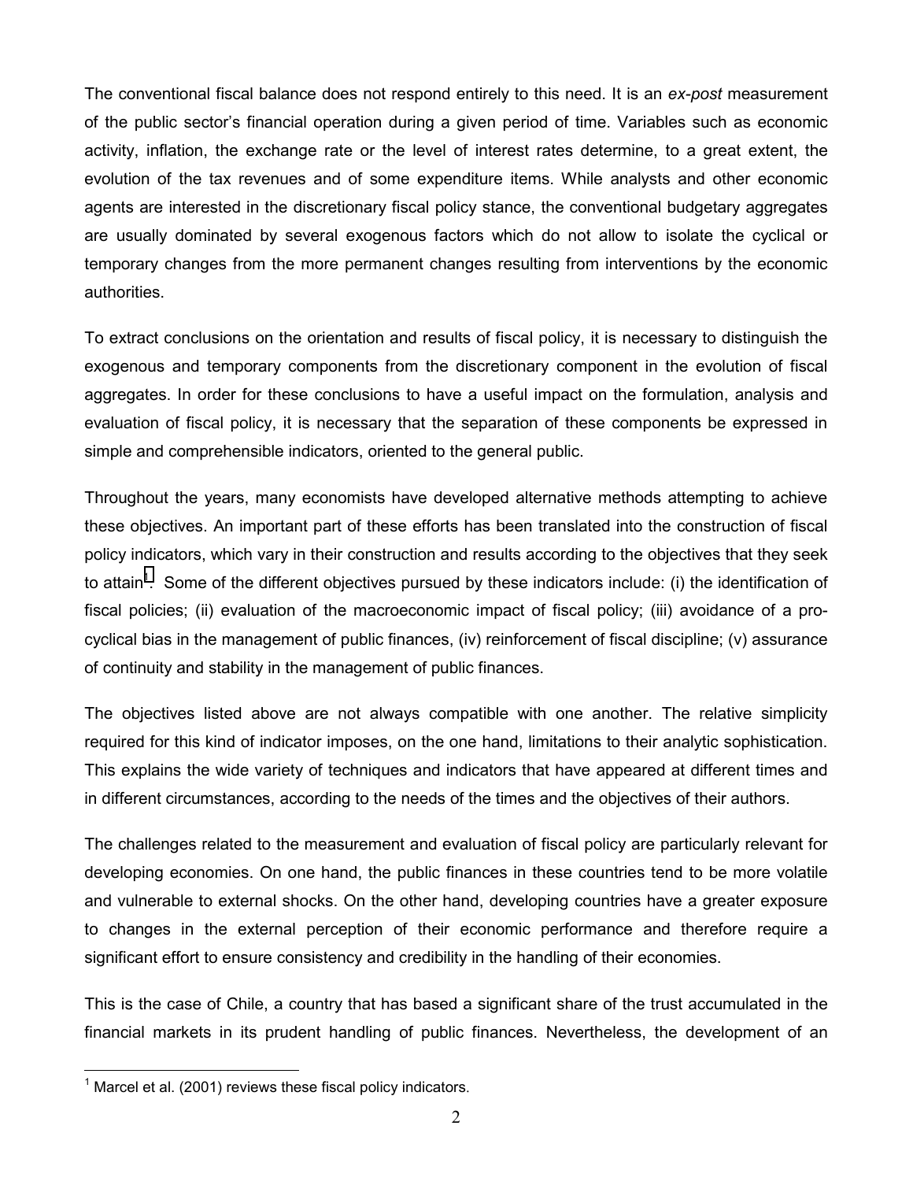The conventional fiscal balance does not respond entirely to this need. It is an *ex-post* measurement of the public sector's financial operation during a given period of time. Variables such as economic activity, inflation, the exchange rate or the level of interest rates determine, to a great extent, the evolution of the tax revenues and of some expenditure items. While analysts and other economic agents are interested in the discretionary fiscal policy stance, the conventional budgetary aggregates are usually dominated by several exogenous factors which do not allow to isolate the cyclical or temporary changes from the more permanent changes resulting from interventions by the economic authorities.

To extract conclusions on the orientation and results of fiscal policy, it is necessary to distinguish the exogenous and temporary components from the discretionary component in the evolution of fiscal aggregates. In order for these conclusions to have a useful impact on the formulation, analysis and evaluation of fiscal policy, it is necessary that the separation of these components be expressed in simple and comprehensible indicators, oriented to the general public.

Throughout the years, many economists have developed alternative methods attempting to achieve these objectives. An important part of these efforts has been translated into the construction of fiscal policy indicators, which vary in their construction and results according to the objectives that they seek to attain[1]. Some of the different objectives pursued by these indicators include: (i) the identification of fiscal policies; (ii) evaluation of the macroeconomic impact of fiscal policy; (iii) avoidance of a pro-cyclical bias in the management of public finances, (iv) reinforcement of fiscal discipline; (v) assurance of continuity and stability in the management of public finances.

The objectives listed above are not always compatible with one another. The relative simplicity required for this kind of indicator imposes, on the one hand, limitations to their analytic sophistication. This explains the wide variety of techniques and indicators that have appeared at different times and in different circumstances, according to the needs of the times and the objectives of their authors.

The challenges related to the measurement and evaluation of fiscal policy are particularly relevant for developing economies. On one hand, the public finances in these countries tend to be more volatile and vulnerable to external shocks. On the other hand, developing countries have a greater exposure to changes in the external perception of their economic performance and therefore require a significant effort to ensure consistency and credibility in the handling of their economies.

This is the case of Chile, a country that has based a significant share of the trust accumulated in the financial markets in its prudent handling of public finances. Nevertheless, the development of an

[1] Marcel et al. (2001) reviews these fiscal policy indicators.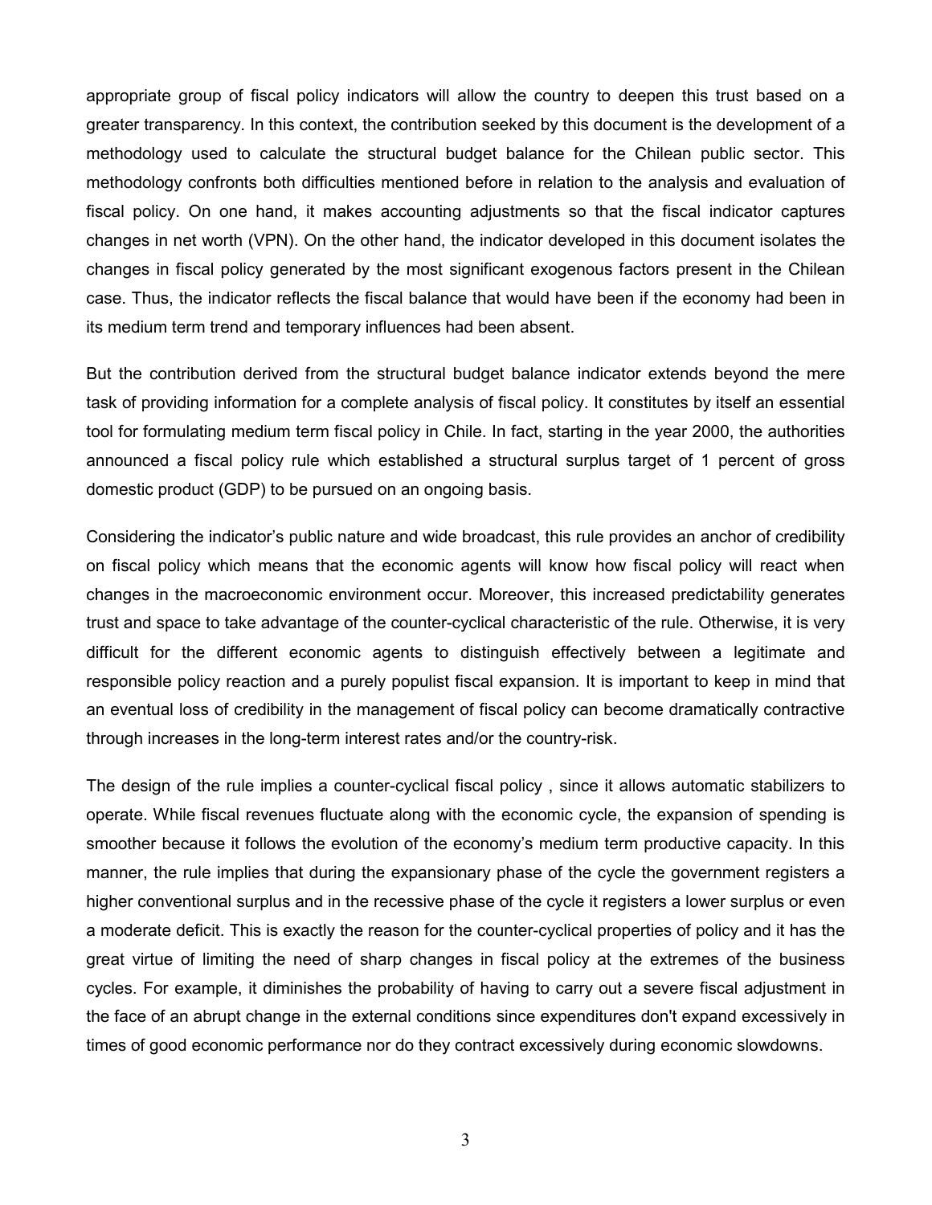appropriate group of fiscal policy indicators will allow the country to deepen this trust based on a greater transparency. In this context, the contribution seeked by this document is the development of a methodology used to calculate the structural budget balance for the Chilean public sector. This methodology confronts both difficulties mentioned before in relation to the analysis and evaluation of fiscal policy. On one hand, it makes accounting adjustments so that the fiscal indicator captures changes in net worth (VPN). On the other hand, the indicator developed in this document isolates the changes in fiscal policy generated by the most significant exogenous factors present in the Chilean case. Thus, the indicator reflects the fiscal balance that would have been if the economy had been in its medium term trend and temporary influences had been absent.

But the contribution derived from the structural budget balance indicator extends beyond the mere task of providing information for a complete analysis of fiscal policy. It constitutes by itself an essential tool for formulating medium term fiscal policy in Chile. In fact, starting in the year 2000, the authorities announced a fiscal policy rule which established a structural surplus target of 1 percent of gross domestic product (GDP) to be pursued on an ongoing basis.

Considering the indicator's public nature and wide broadcast, this rule provides an anchor of credibility on fiscal policy which means that the economic agents will know how fiscal policy will react when changes in the macroeconomic environment occur. Moreover, this increased predictability generates trust and space to take advantage of the counter-cyclical characteristic of the rule. Otherwise, it is very difficult for the different economic agents to distinguish effectively between a legitimate and responsible policy reaction and a purely populist fiscal expansion. It is important to keep in mind that an eventual loss of credibility in the management of fiscal policy can become dramatically contractive through increases in the long-term interest rates and/or the country-risk.

The design of the rule implies a counter-cyclical fiscal policy , since it allows automatic stabilizers to operate. While fiscal revenues fluctuate along with the economic cycle, the expansion of spending is smoother because it follows the evolution of the economy's medium term productive capacity. In this manner, the rule implies that during the expansionary phase of the cycle the government registers a higher conventional surplus and in the recessive phase of the cycle it registers a lower surplus or even a moderate deficit. This is exactly the reason for the counter-cyclical properties of policy and it has the great virtue of limiting the need of sharp changes in fiscal policy at the extremes of the business cycles. For example, it diminishes the probability of having to carry out a severe fiscal adjustment in the face of an abrupt change in the external conditions since expenditures don't expand excessively in times of good economic performance nor do they contract excessively during economic slowdowns.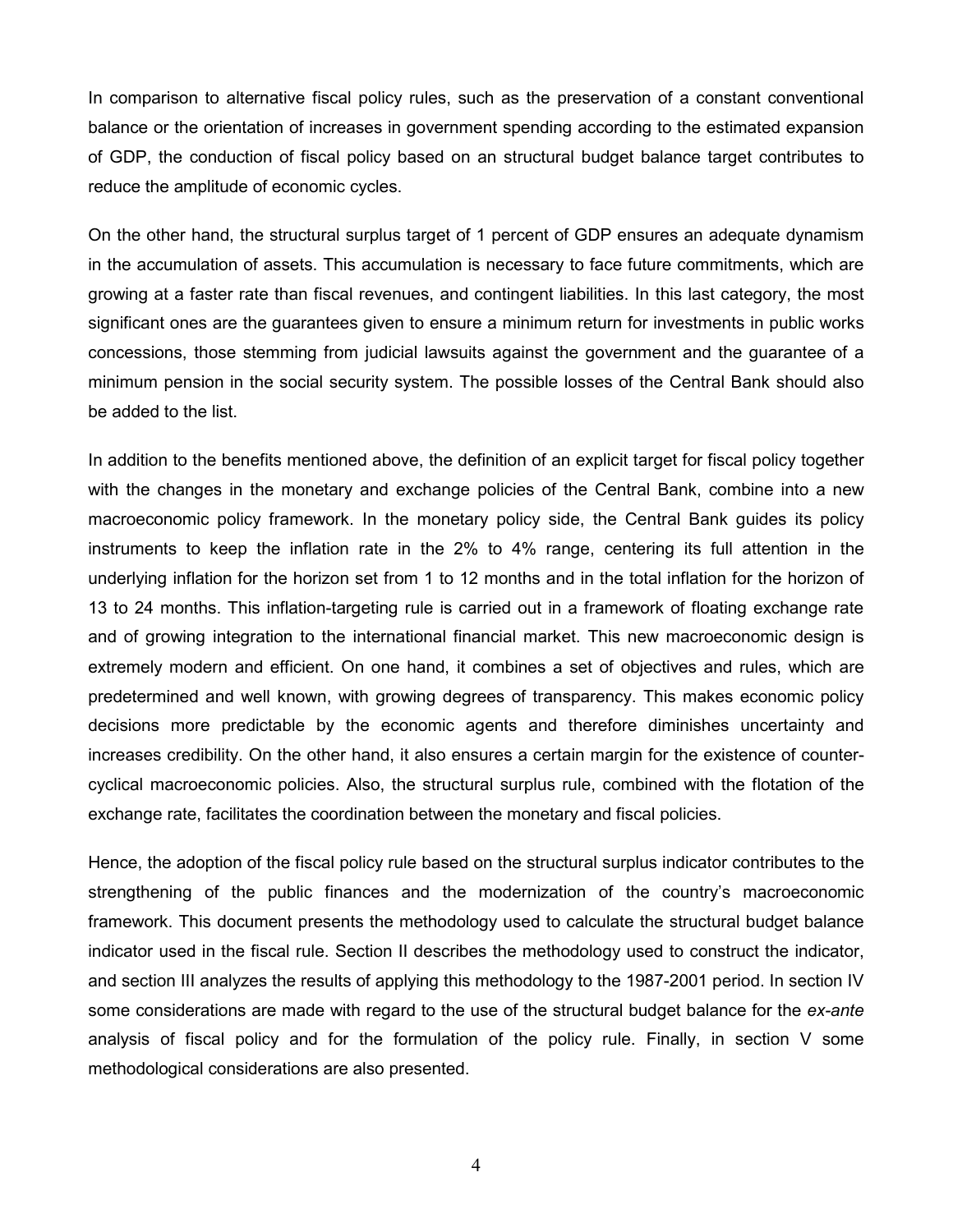In comparison to alternative fiscal policy rules, such as the preservation of a constant conventional balance or the orientation of increases in government spending according to the estimated expansion of GDP, the conduction of fiscal policy based on an structural budget balance target contributes to reduce the amplitude of economic cycles.

On the other hand, the structural surplus target of 1 percent of GDP ensures an adequate dynamism in the accumulation of assets. This accumulation is necessary to face future commitments, which are growing at a faster rate than fiscal revenues, and contingent liabilities. In this last category, the most significant ones are the guarantees given to ensure a minimum return for investments in public works concessions, those stemming from judicial lawsuits against the government and the guarantee of a minimum pension in the social security system. The possible losses of the Central Bank should also be added to the list.

In addition to the benefits mentioned above, the definition of an explicit target for fiscal policy together with the changes in the monetary and exchange policies of the Central Bank, combine into a new macroeconomic policy framework. In the monetary policy side, the Central Bank guides its policy instruments to keep the inflation rate in the 2% to 4% range, centering its full attention in the underlying inflation for the horizon set from 1 to 12 months and in the total inflation for the horizon of 13 to 24 months. This inflation-targeting rule is carried out in a framework of floating exchange rate and of growing integration to the international financial market. This new macroeconomic design is extremely modern and efficient. On one hand, it combines a set of objectives and rules, which are predetermined and well known, with growing degrees of transparency. This makes economic policy decisions more predictable by the economic agents and therefore diminishes uncertainty and increases credibility. On the other hand, it also ensures a certain margin for the existence of counter-cyclical macroeconomic policies. Also, the structural surplus rule, combined with the flotation of the exchange rate, facilitates the coordination between the monetary and fiscal policies.

Hence, the adoption of the fiscal policy rule based on the structural surplus indicator contributes to the strengthening of the public finances and the modernization of the country's macroeconomic framework. This document presents the methodology used to calculate the structural budget balance indicator used in the fiscal rule. Section II describes the methodology used to construct the indicator, and section III analyzes the results of applying this methodology to the 1987-2001 period. In section IV some considerations are made with regard to the use of the structural budget balance for the *ex-ante* analysis of fiscal policy and for the formulation of the policy rule. Finally, in section V some methodological considerations are also presented.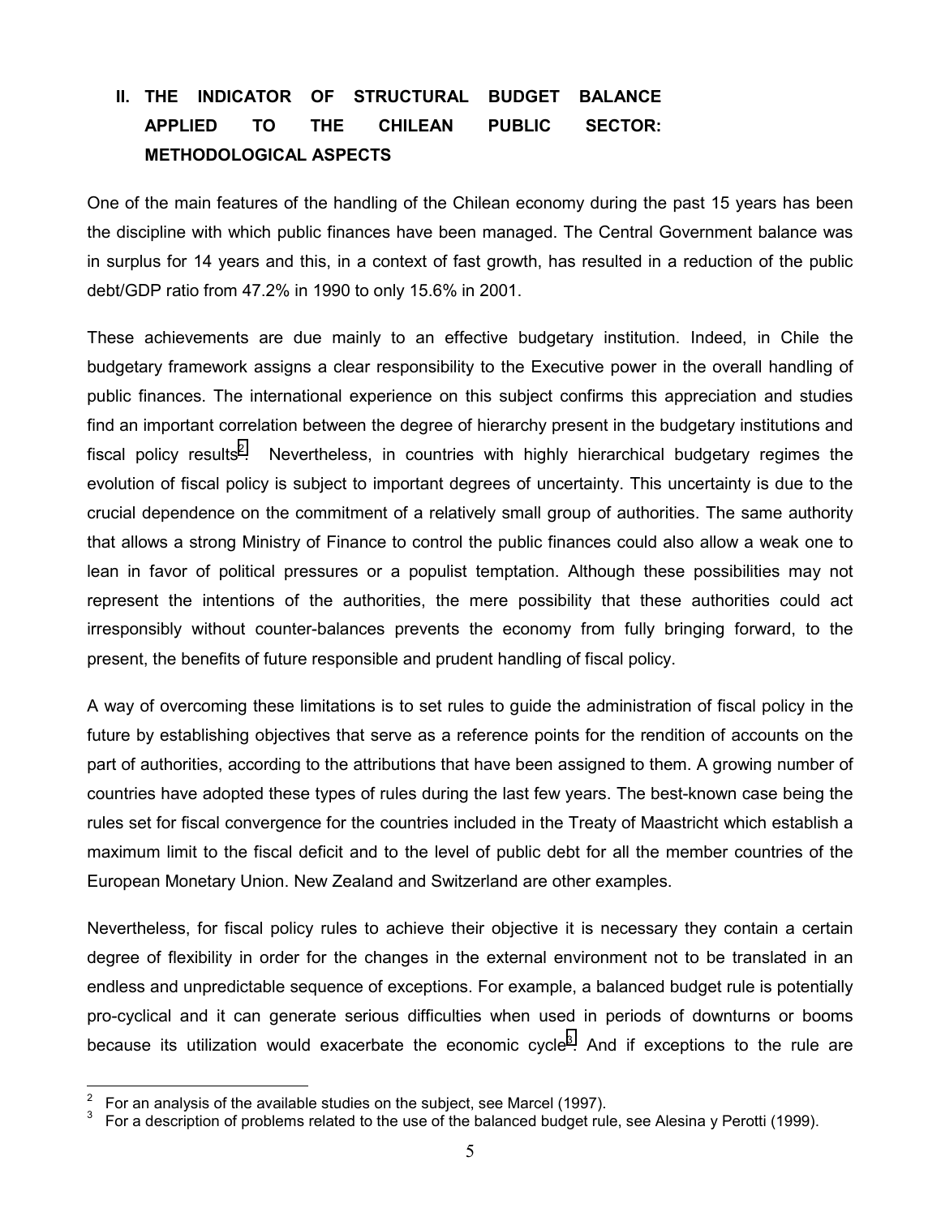## II. THE INDICATOR OF STRUCTURAL BUDGET BALANCE APPLIED TO THE CHILEAN PUBLIC SECTOR: METHODOLOGICAL ASPECTS

One of the main features of the handling of the Chilean economy during the past 15 years has been the discipline with which public finances have been managed. The Central Government balance was in surplus for 14 years and this, in a context of fast growth, has resulted in a reduction of the public debt/GDP ratio from 47.2% in 1990 to only 15.6% in 2001.

These achievements are due mainly to an effective budgetary institution. Indeed, in Chile the budgetary framework assigns a clear responsibility to the Executive power in the overall handling of public finances. The international experience on this subject confirms this appreciation and studies find an important correlation between the degree of hierarchy present in the budgetary institutions and fiscal policy results[2]. Nevertheless, in countries with highly hierarchical budgetary regimes the evolution of fiscal policy is subject to important degrees of uncertainty. This uncertainty is due to the crucial dependence on the commitment of a relatively small group of authorities. The same authority that allows a strong Ministry of Finance to control the public finances could also allow a weak one to lean in favor of political pressures or a populist temptation. Although these possibilities may not represent the intentions of the authorities, the mere possibility that these authorities could act irresponsibly without counter-balances prevents the economy from fully bringing forward, to the present, the benefits of future responsible and prudent handling of fiscal policy.

A way of overcoming these limitations is to set rules to guide the administration of fiscal policy in the future by establishing objectives that serve as a reference points for the rendition of accounts on the part of authorities, according to the attributions that have been assigned to them. A growing number of countries have adopted these types of rules during the last few years. The best-known case being the rules set for fiscal convergence for the countries included in the Treaty of Maastricht which establish a maximum limit to the fiscal deficit and to the level of public debt for all the member countries of the European Monetary Union. New Zealand and Switzerland are other examples.

Nevertheless, for fiscal policy rules to achieve their objective it is necessary they contain a certain degree of flexibility in order for the changes in the external environment not to be translated in an endless and unpredictable sequence of exceptions. For example, a balanced budget rule is potentially pro-cyclical and it can generate serious difficulties when used in periods of downturns or booms because its utilization would exacerbate the economic cycle[3]. And if exceptions to the rule are

---

[2] For an analysis of the available studies on the subject, see Marcel (1997).

[3] For a description of problems related to the use of the balanced budget rule, see Alesina y Perotti (1999).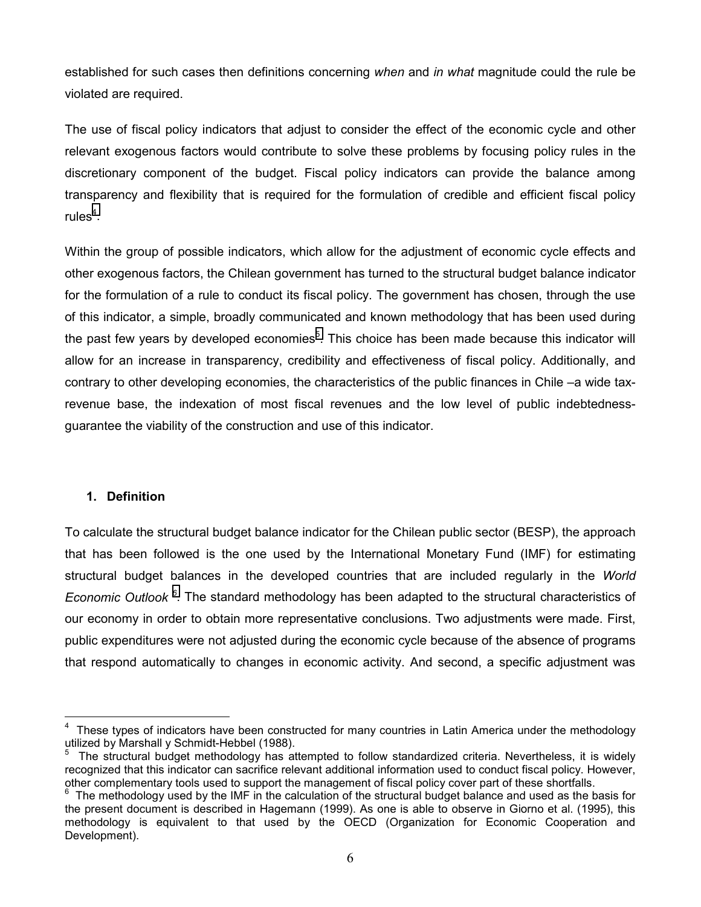established for such cases then definitions concerning *when* and *in what* magnitude could the rule be violated are required.

The use of fiscal policy indicators that adjust to consider the effect of the economic cycle and other relevant exogenous factors would contribute to solve these problems by focusing policy rules in the discretionary component of the budget. Fiscal policy indicators can provide the balance among transparency and flexibility that is required for the formulation of credible and efficient fiscal policy rules[4].

Within the group of possible indicators, which allow for the adjustment of economic cycle effects and other exogenous factors, the Chilean government has turned to the structural budget balance indicator for the formulation of a rule to conduct its fiscal policy. The government has chosen, through the use of this indicator, a simple, broadly communicated and known methodology that has been used during the past few years by developed economies[5]. This choice has been made because this indicator will allow for an increase in transparency, credibility and effectiveness of fiscal policy. Additionally, and contrary to other developing economies, the characteristics of the public finances in Chile –a wide tax-revenue base, the indexation of most fiscal revenues and the low level of public indebtedness- guarantee the viability of the construction and use of this indicator.

### 1. Definition

To calculate the structural budget balance indicator for the Chilean public sector (BESP), the approach that has been followed is the one used by the International Monetary Fund (IMF) for estimating structural budget balances in the developed countries that are included regularly in the *World Economic Outlook* [6]. The standard methodology has been adapted to the structural characteristics of our economy in order to obtain more representative conclusions. Two adjustments were made. First, public expenditures were not adjusted during the economic cycle because of the absence of programs that respond automatically to changes in economic activity. And second, a specific adjustment was

---

[4] These types of indicators have been constructed for many countries in Latin America under the methodology utilized by Marshall y Schmidt-Hebbel (1988).

[5] The structural budget methodology has attempted to follow standardized criteria. Nevertheless, it is widely recognized that this indicator can sacrifice relevant additional information used to conduct fiscal policy. However, other complementary tools used to support the management of fiscal policy cover part of these shortfalls.

[6] The methodology used by the IMF in the calculation of the structural budget balance and used as the basis for the present document is described in Hagemann (1999). As one is able to observe in Giorno et al. (1995), this methodology is equivalent to that used by the OECD (Organization for Economic Cooperation and Development).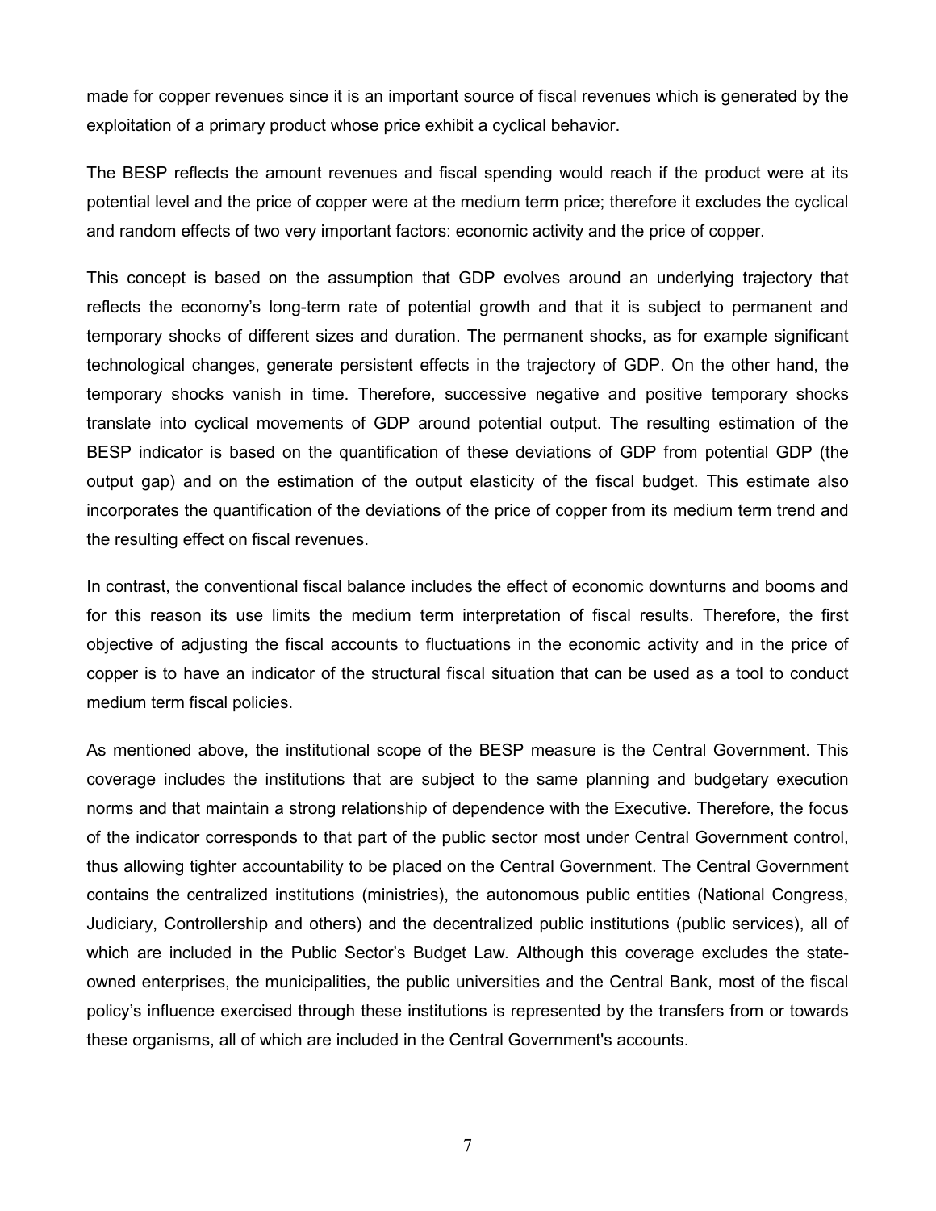made for copper revenues since it is an important source of fiscal revenues which is generated by the exploitation of a primary product whose price exhibit a cyclical behavior.

The BESP reflects the amount revenues and fiscal spending would reach if the product were at its potential level and the price of copper were at the medium term price; therefore it excludes the cyclical and random effects of two very important factors: economic activity and the price of copper.

This concept is based on the assumption that GDP evolves around an underlying trajectory that reflects the economy's long-term rate of potential growth and that it is subject to permanent and temporary shocks of different sizes and duration. The permanent shocks, as for example significant technological changes, generate persistent effects in the trajectory of GDP. On the other hand, the temporary shocks vanish in time. Therefore, successive negative and positive temporary shocks translate into cyclical movements of GDP around potential output. The resulting estimation of the BESP indicator is based on the quantification of these deviations of GDP from potential GDP (the output gap) and on the estimation of the output elasticity of the fiscal budget. This estimate also incorporates the quantification of the deviations of the price of copper from its medium term trend and the resulting effect on fiscal revenues.

In contrast, the conventional fiscal balance includes the effect of economic downturns and booms and for this reason its use limits the medium term interpretation of fiscal results. Therefore, the first objective of adjusting the fiscal accounts to fluctuations in the economic activity and in the price of copper is to have an indicator of the structural fiscal situation that can be used as a tool to conduct medium term fiscal policies.

As mentioned above, the institutional scope of the BESP measure is the Central Government. This coverage includes the institutions that are subject to the same planning and budgetary execution norms and that maintain a strong relationship of dependence with the Executive. Therefore, the focus of the indicator corresponds to that part of the public sector most under Central Government control, thus allowing tighter accountability to be placed on the Central Government. The Central Government contains the centralized institutions (ministries), the autonomous public entities (National Congress, Judiciary, Controllership and others) and the decentralized public institutions (public services), all of which are included in the Public Sector's Budget Law. Although this coverage excludes the state-owned enterprises, the municipalities, the public universities and the Central Bank, most of the fiscal policy's influence exercised through these institutions is represented by the transfers from or towards these organisms, all of which are included in the Central Government's accounts.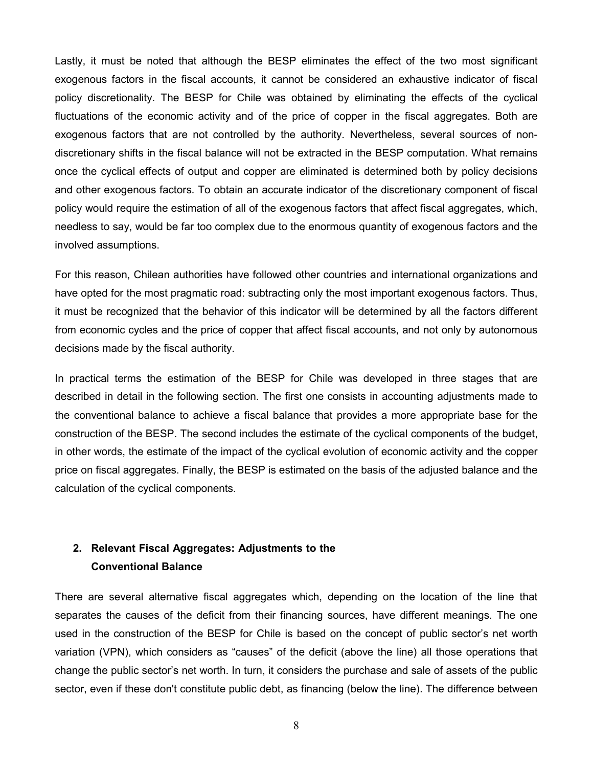Lastly, it must be noted that although the BESP eliminates the effect of the two most significant exogenous factors in the fiscal accounts, it cannot be considered an exhaustive indicator of fiscal policy discretionality. The BESP for Chile was obtained by eliminating the effects of the cyclical fluctuations of the economic activity and of the price of copper in the fiscal aggregates. Both are exogenous factors that are not controlled by the authority. Nevertheless, several sources of non-discretionary shifts in the fiscal balance will not be extracted in the BESP computation. What remains once the cyclical effects of output and copper are eliminated is determined both by policy decisions and other exogenous factors. To obtain an accurate indicator of the discretionary component of fiscal policy would require the estimation of all of the exogenous factors that affect fiscal aggregates, which, needless to say, would be far too complex due to the enormous quantity of exogenous factors and the involved assumptions.

For this reason, Chilean authorities have followed other countries and international organizations and have opted for the most pragmatic road: subtracting only the most important exogenous factors. Thus, it must be recognized that the behavior of this indicator will be determined by all the factors different from economic cycles and the price of copper that affect fiscal accounts, and not only by autonomous decisions made by the fiscal authority.

In practical terms the estimation of the BESP for Chile was developed in three stages that are described in detail in the following section. The first one consists in accounting adjustments made to the conventional balance to achieve a fiscal balance that provides a more appropriate base for the construction of the BESP. The second includes the estimate of the cyclical components of the budget, in other words, the estimate of the impact of the cyclical evolution of economic activity and the copper price on fiscal aggregates. Finally, the BESP is estimated on the basis of the adjusted balance and the calculation of the cyclical components.

## 2. Relevant Fiscal Aggregates: Adjustments to the Conventional Balance

There are several alternative fiscal aggregates which, depending on the location of the line that separates the causes of the deficit from their financing sources, have different meanings. The one used in the construction of the BESP for Chile is based on the concept of public sector's net worth variation (VPN), which considers as "causes" of the deficit (above the line) all those operations that change the public sector's net worth. In turn, it considers the purchase and sale of assets of the public sector, even if these don't constitute public debt, as financing (below the line). The difference between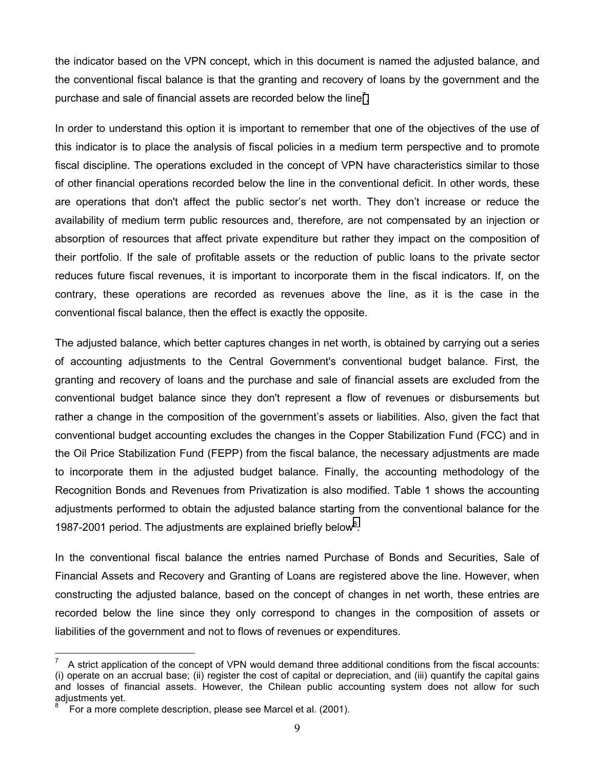the indicator based on the VPN concept, which in this document is named the adjusted balance, and the conventional fiscal balance is that the granting and recovery of loans by the government and the purchase and sale of financial assets are recorded below the line[7].

In order to understand this option it is important to remember that one of the objectives of the use of this indicator is to place the analysis of fiscal policies in a medium term perspective and to promote fiscal discipline. The operations excluded in the concept of VPN have characteristics similar to those of other financial operations recorded below the line in the conventional deficit. In other words, these are operations that don't affect the public sector's net worth. They don't increase or reduce the availability of medium term public resources and, therefore, are not compensated by an injection or absorption of resources that affect private expenditure but rather they impact on the composition of their portfolio. If the sale of profitable assets or the reduction of public loans to the private sector reduces future fiscal revenues, it is important to incorporate them in the fiscal indicators. If, on the contrary, these operations are recorded as revenues above the line, as it is the case in the conventional fiscal balance, then the effect is exactly the opposite.

The adjusted balance, which better captures changes in net worth, is obtained by carrying out a series of accounting adjustments to the Central Government's conventional budget balance. First, the granting and recovery of loans and the purchase and sale of financial assets are excluded from the conventional budget balance since they don't represent a flow of revenues or disbursements but rather a change in the composition of the government's assets or liabilities. Also, given the fact that conventional budget accounting excludes the changes in the Copper Stabilization Fund (FCC) and in the Oil Price Stabilization Fund (FEPP) from the fiscal balance, the necessary adjustments are made to incorporate them in the adjusted budget balance. Finally, the accounting methodology of the Recognition Bonds and Revenues from Privatization is also modified. Table 1 shows the accounting adjustments performed to obtain the adjusted balance starting from the conventional balance for the 1987-2001 period. The adjustments are explained briefly below[8].

In the conventional fiscal balance the entries named Purchase of Bonds and Securities, Sale of Financial Assets and Recovery and Granting of Loans are registered above the line. However, when constructing the adjusted balance, based on the concept of changes in net worth, these entries are recorded below the line since they only correspond to changes in the composition of assets or liabilities of the government and not to flows of revenues or expenditures.

---

[7] A strict application of the concept of VPN would demand three additional conditions from the fiscal accounts: (i) operate on an accrual base; (ii) register the cost of capital or depreciation, and (iii) quantify the capital gains and losses of financial assets. However, the Chilean public accounting system does not allow for such adjustments yet.

[8] For a more complete description, please see Marcel et al. (2001).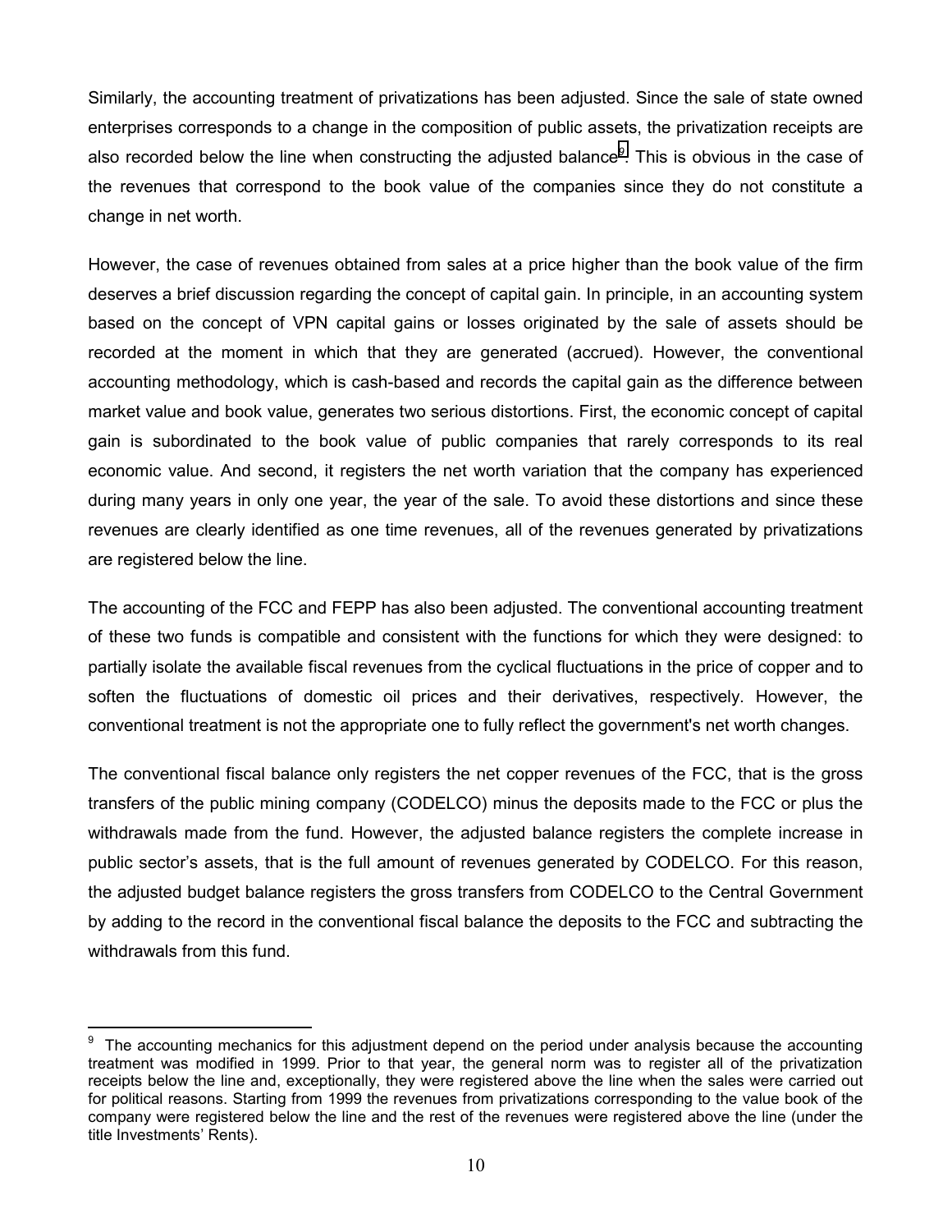Similarly, the accounting treatment of privatizations has been adjusted. Since the sale of state owned enterprises corresponds to a change in the composition of public assets, the privatization receipts are also recorded below the line when constructing the adjusted balance[9]. This is obvious in the case of the revenues that correspond to the book value of the companies since they do not constitute a change in net worth.

However, the case of revenues obtained from sales at a price higher than the book value of the firm deserves a brief discussion regarding the concept of capital gain. In principle, in an accounting system based on the concept of VPN capital gains or losses originated by the sale of assets should be recorded at the moment in which that they are generated (accrued). However, the conventional accounting methodology, which is cash-based and records the capital gain as the difference between market value and book value, generates two serious distortions. First, the economic concept of capital gain is subordinated to the book value of public companies that rarely corresponds to its real economic value. And second, it registers the net worth variation that the company has experienced during many years in only one year, the year of the sale. To avoid these distortions and since these revenues are clearly identified as one time revenues, all of the revenues generated by privatizations are registered below the line.

The accounting of the FCC and FEPP has also been adjusted. The conventional accounting treatment of these two funds is compatible and consistent with the functions for which they were designed: to partially isolate the available fiscal revenues from the cyclical fluctuations in the price of copper and to soften the fluctuations of domestic oil prices and their derivatives, respectively. However, the conventional treatment is not the appropriate one to fully reflect the government's net worth changes.

The conventional fiscal balance only registers the net copper revenues of the FCC, that is the gross transfers of the public mining company (CODELCO) minus the deposits made to the FCC or plus the withdrawals made from the fund. However, the adjusted balance registers the complete increase in public sector's assets, that is the full amount of revenues generated by CODELCO. For this reason, the adjusted budget balance registers the gross transfers from CODELCO to the Central Government by adding to the record in the conventional fiscal balance the deposits to the FCC and subtracting the withdrawals from this fund.

---

[9] The accounting mechanics for this adjustment depend on the period under analysis because the accounting treatment was modified in 1999. Prior to that year, the general norm was to register all of the privatization receipts below the line and, exceptionally, they were registered above the line when the sales were carried out for political reasons. Starting from 1999 the revenues from privatizations corresponding to the value book of the company were registered below the line and the rest of the revenues were registered above the line (under the title Investments' Rents).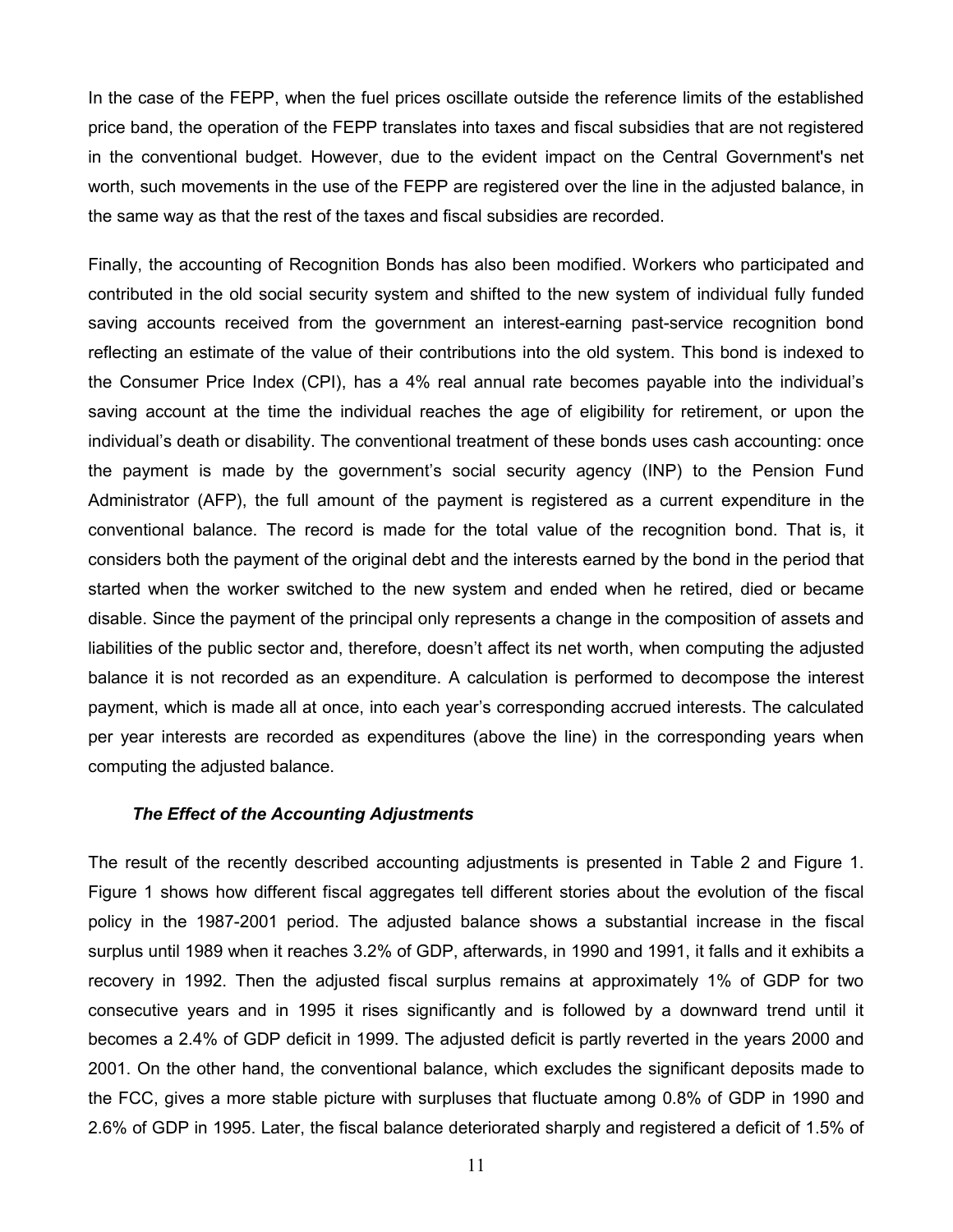In the case of the FEPP, when the fuel prices oscillate outside the reference limits of the established price band, the operation of the FEPP translates into taxes and fiscal subsidies that are not registered in the conventional budget. However, due to the evident impact on the Central Government's net worth, such movements in the use of the FEPP are registered over the line in the adjusted balance, in the same way as that the rest of the taxes and fiscal subsidies are recorded.

Finally, the accounting of Recognition Bonds has also been modified. Workers who participated and contributed in the old social security system and shifted to the new system of individual fully funded saving accounts received from the government an interest-earning past-service recognition bond reflecting an estimate of the value of their contributions into the old system. This bond is indexed to the Consumer Price Index (CPI), has a 4% real annual rate becomes payable into the individual's saving account at the time the individual reaches the age of eligibility for retirement, or upon the individual's death or disability. The conventional treatment of these bonds uses cash accounting: once the payment is made by the government's social security agency (INP) to the Pension Fund Administrator (AFP), the full amount of the payment is registered as a current expenditure in the conventional balance. The record is made for the total value of the recognition bond. That is, it considers both the payment of the original debt and the interests earned by the bond in the period that started when the worker switched to the new system and ended when he retired, died or became disable. Since the payment of the principal only represents a change in the composition of assets and liabilities of the public sector and, therefore, doesn't affect its net worth, when computing the adjusted balance it is not recorded as an expenditure. A calculation is performed to decompose the interest payment, which is made all at once, into each year's corresponding accrued interests. The calculated per year interests are recorded as expenditures (above the line) in the corresponding years when computing the adjusted balance.

### *The Effect of the Accounting Adjustments*

The result of the recently described accounting adjustments is presented in Table 2 and Figure 1. Figure 1 shows how different fiscal aggregates tell different stories about the evolution of the fiscal policy in the 1987-2001 period. The adjusted balance shows a substantial increase in the fiscal surplus until 1989 when it reaches 3.2% of GDP, afterwards, in 1990 and 1991, it falls and it exhibits a recovery in 1992. Then the adjusted fiscal surplus remains at approximately 1% of GDP for two consecutive years and in 1995 it rises significantly and is followed by a downward trend until it becomes a 2.4% of GDP deficit in 1999. The adjusted deficit is partly reverted in the years 2000 and 2001. On the other hand, the conventional balance, which excludes the significant deposits made to the FCC, gives a more stable picture with surpluses that fluctuate among 0.8% of GDP in 1990 and 2.6% of GDP in 1995. Later, the fiscal balance deteriorated sharply and registered a deficit of 1.5% of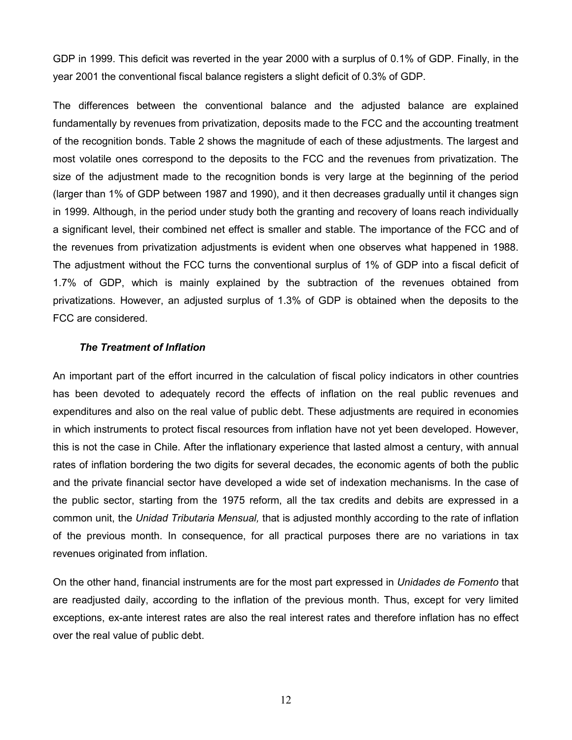GDP in 1999. This deficit was reverted in the year 2000 with a surplus of 0.1% of GDP. Finally, in the year 2001 the conventional fiscal balance registers a slight deficit of 0.3% of GDP.

The differences between the conventional balance and the adjusted balance are explained fundamentally by revenues from privatization, deposits made to the FCC and the accounting treatment of the recognition bonds. Table 2 shows the magnitude of each of these adjustments. The largest and most volatile ones correspond to the deposits to the FCC and the revenues from privatization. The size of the adjustment made to the recognition bonds is very large at the beginning of the period (larger than 1% of GDP between 1987 and 1990), and it then decreases gradually until it changes sign in 1999. Although, in the period under study both the granting and recovery of loans reach individually a significant level, their combined net effect is smaller and stable. The importance of the FCC and of the revenues from privatization adjustments is evident when one observes what happened in 1988. The adjustment without the FCC turns the conventional surplus of 1% of GDP into a fiscal deficit of 1.7% of GDP, which is mainly explained by the subtraction of the revenues obtained from privatizations. However, an adjusted surplus of 1.3% of GDP is obtained when the deposits to the FCC are considered.

### *The Treatment of Inflation*

An important part of the effort incurred in the calculation of fiscal policy indicators in other countries has been devoted to adequately record the effects of inflation on the real public revenues and expenditures and also on the real value of public debt. These adjustments are required in economies in which instruments to protect fiscal resources from inflation have not yet been developed. However, this is not the case in Chile. After the inflationary experience that lasted almost a century, with annual rates of inflation bordering the two digits for several decades, the economic agents of both the public and the private financial sector have developed a wide set of indexation mechanisms. In the case of the public sector, starting from the 1975 reform, all the tax credits and debits are expressed in a common unit, the *Unidad Tributaria Mensual,* that is adjusted monthly according to the rate of inflation of the previous month. In consequence, for all practical purposes there are no variations in tax revenues originated from inflation.

On the other hand, financial instruments are for the most part expressed in *Unidades de Fomento* that are readjusted daily, according to the inflation of the previous month. Thus, except for very limited exceptions, ex-ante interest rates are also the real interest rates and therefore inflation has no effect over the real value of public debt.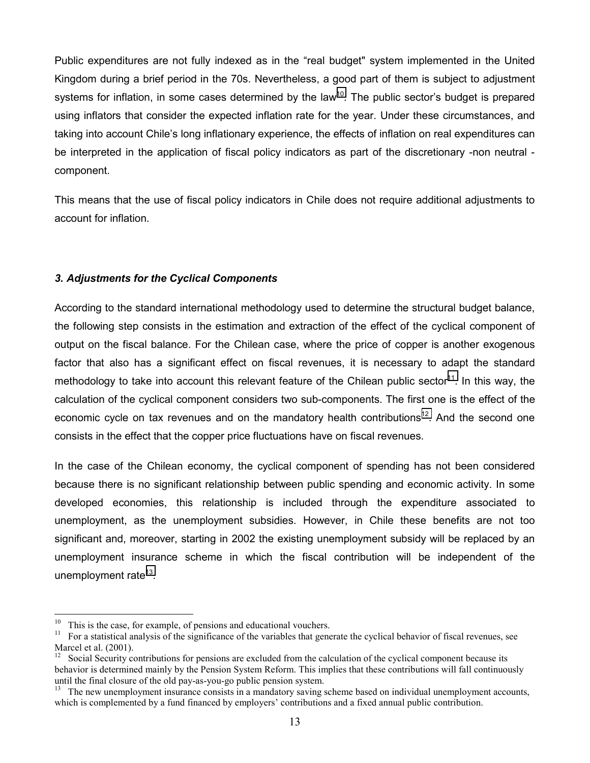Public expenditures are not fully indexed as in the "real budget" system implemented in the United Kingdom during a brief period in the 70s. Nevertheless, a good part of them is subject to adjustment systems for inflation, in some cases determined by the law[10]. The public sector's budget is prepared using inflators that consider the expected inflation rate for the year. Under these circumstances, and taking into account Chile's long inflationary experience, the effects of inflation on real expenditures can be interpreted in the application of fiscal policy indicators as part of the discretionary -non neutral - component.

This means that the use of fiscal policy indicators in Chile does not require additional adjustments to account for inflation.

### *3. Adjustments for the Cyclical Components*

According to the standard international methodology used to determine the structural budget balance, the following step consists in the estimation and extraction of the effect of the cyclical component of output on the fiscal balance. For the Chilean case, where the price of copper is another exogenous factor that also has a significant effect on fiscal revenues, it is necessary to adapt the standard methodology to take into account this relevant feature of the Chilean public sector[11]. In this way, the calculation of the cyclical component considers two sub-components. The first one is the effect of the economic cycle on tax revenues and on the mandatory health contributions[12]. And the second one consists in the effect that the copper price fluctuations have on fiscal revenues.

In the case of the Chilean economy, the cyclical component of spending has not been considered because there is no significant relationship between public spending and economic activity. In some developed economies, this relationship is included through the expenditure associated to unemployment, as the unemployment subsidies. However, in Chile these benefits are not too significant and, moreover, starting in 2002 the existing unemployment subsidy will be replaced by an unemployment insurance scheme in which the fiscal contribution will be independent of the unemployment rate[13].

---

[10] This is the case, for example, of pensions and educational vouchers.

[11] For a statistical analysis of the significance of the variables that generate the cyclical behavior of fiscal revenues, see Marcel et al. (2001).

[12] Social Security contributions for pensions are excluded from the calculation of the cyclical component because its behavior is determined mainly by the Pension System Reform. This implies that these contributions will fall continuously until the final closure of the old pay-as-you-go public pension system.

[13] The new unemployment insurance consists in a mandatory saving scheme based on individual unemployment accounts, which is complemented by a fund financed by employers' contributions and a fixed annual public contribution.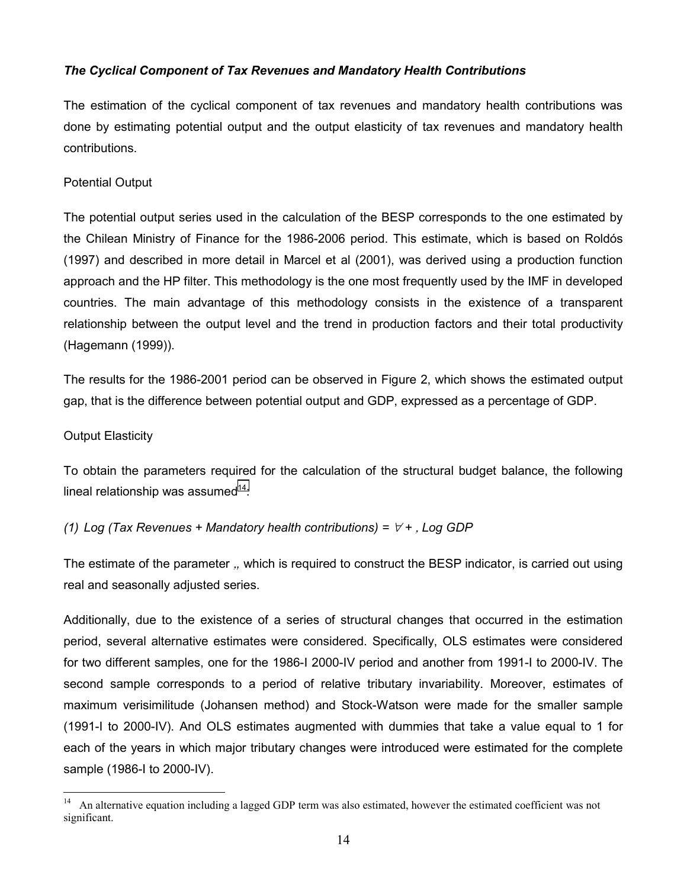### *The Cyclical Component of Tax Revenues and Mandatory Health Contributions*

The estimation of the cyclical component of tax revenues and mandatory health contributions was done by estimating potential output and the output elasticity of tax revenues and mandatory health contributions.

Potential Output

The potential output series used in the calculation of the BESP corresponds to the one estimated by the Chilean Ministry of Finance for the 1986-2006 period. This estimate, which is based on Roldós (1997) and described in more detail in Marcel et al (2001), was derived using a production function approach and the HP filter. This methodology is the one most frequently used by the IMF in developed countries. The main advantage of this methodology consists in the existence of a transparent relationship between the output level and the trend in production factors and their total productivity (Hagemann (1999)).

The results for the 1986-2001 period can be observed in Figure 2, which shows the estimated output gap, that is the difference between potential output and GDP, expressed as a percentage of GDP.

Output Elasticity

To obtain the parameters required for the calculation of the structural budget balance, the following lineal relationship was assumed[14]:

*(1) Log (Tax Revenues + Mandatory health contributions) = ∀ + , Log GDP*

The estimate of the parameter „ which is required to construct the BESP indicator, is carried out using real and seasonally adjusted series.

Additionally, due to the existence of a series of structural changes that occurred in the estimation period, several alternative estimates were considered. Specifically, OLS estimates were considered for two different samples, one for the 1986-I 2000-IV period and another from 1991-I to 2000-IV. The second sample corresponds to a period of relative tributary invariability. Moreover, estimates of maximum verisimilitude (Johansen method) and Stock-Watson were made for the smaller sample (1991-I to 2000-IV). And OLS estimates augmented with dummies that take a value equal to 1 for each of the years in which major tributary changes were introduced were estimated for the complete sample (1986-I to 2000-IV).

---

[14] An alternative equation including a lagged GDP term was also estimated, however the estimated coefficient was not significant.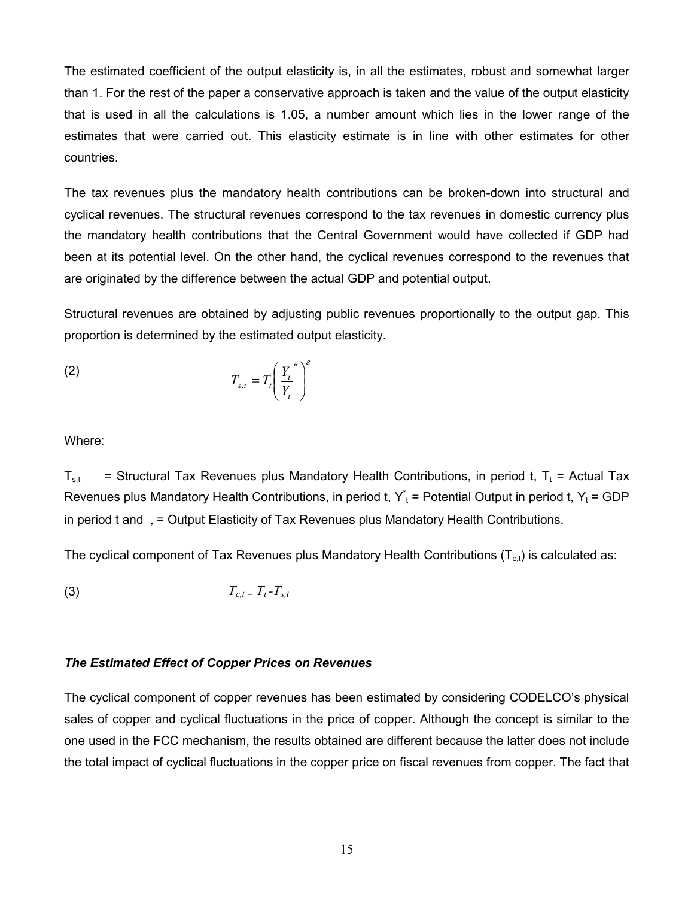The estimated coefficient of the output elasticity is, in all the estimates, robust and somewhat larger than 1. For the rest of the paper a conservative approach is taken and the value of the output elasticity that is used in all the calculations is 1.05, a number amount which lies in the lower range of the estimates that were carried out. This elasticity estimate is in line with other estimates for other countries.

The tax revenues plus the mandatory health contributions can be broken-down into structural and cyclical revenues. The structural revenues correspond to the tax revenues in domestic currency plus the mandatory health contributions that the Central Government would have collected if GDP had been at its potential level. On the other hand, the cyclical revenues correspond to the revenues that are originated by the difference between the actual GDP and potential output.

Structural revenues are obtained by adjusting public revenues proportionally to the output gap. This proportion is determined by the estimated output elasticity.

$$T_{s,t} = T_t \left( \frac{Y_t^*}{Y_t} \right)^{\varepsilon} \tag{2}$$

Where:

$T_{s,t}$ = Structural Tax Revenues plus Mandatory Health Contributions, in period t, $T_t$ = Actual Tax Revenues plus Mandatory Health Contributions, in period t, $Y^*_t$ = Potential Output in period t, $Y_t$ = GDP in period t and , = Output Elasticity of Tax Revenues plus Mandatory Health Contributions.

The cyclical component of Tax Revenues plus Mandatory Health Contributions ($T_{c,t}$) is calculated as:

$$T_{c,t} = T_t - T_{s,t} \tag{3}$$

### *The Estimated Effect of Copper Prices on Revenues*

The cyclical component of copper revenues has been estimated by considering CODELCO's physical sales of copper and cyclical fluctuations in the price of copper. Although the concept is similar to the one used in the FCC mechanism, the results obtained are different because the latter does not include the total impact of cyclical fluctuations in the copper price on fiscal revenues from copper. The fact that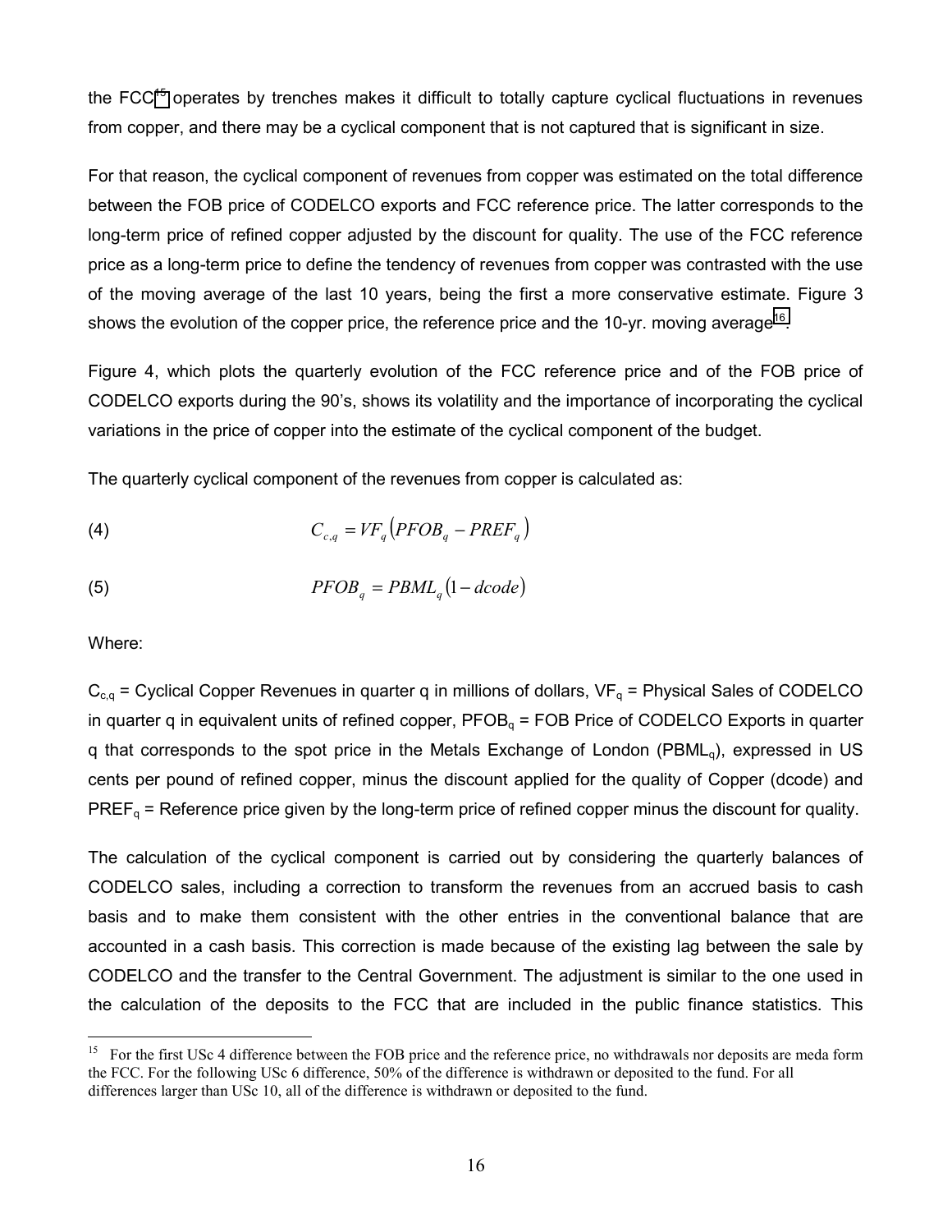the FCC[15] operates by trenches makes it difficult to totally capture cyclical fluctuations in revenues from copper, and there may be a cyclical component that is not captured that is significant in size.

For that reason, the cyclical component of revenues from copper was estimated on the total difference between the FOB price of CODELCO exports and FCC reference price. The latter corresponds to the long-term price of refined copper adjusted by the discount for quality. The use of the FCC reference price as a long-term price to define the tendency of revenues from copper was contrasted with the use of the moving average of the last 10 years, being the first a more conservative estimate. Figure 3 shows the evolution of the copper price, the reference price and the 10-yr. moving average[16].

Figure 4, which plots the quarterly evolution of the FCC reference price and of the FOB price of CODELCO exports during the 90's, shows its volatility and the importance of incorporating the cyclical variations in the price of copper into the estimate of the cyclical component of the budget.

The quarterly cyclical component of the revenues from copper is calculated as:

$$C_{c,q} = VF_q \left( PFOB_q - PREF_q \right) \tag{4}$$

$$PFOB_q = PBML_q \left( 1 - dcode \right) \tag{5}$$

Where:

$C_{c,q}$ = Cyclical Copper Revenues in quarter q in millions of dollars, $VF_q$ = Physical Sales of CODELCO in quarter q in equivalent units of refined copper, $PFOB_q$ = FOB Price of CODELCO Exports in quarter q that corresponds to the spot price in the Metals Exchange of London ($PBML_q$), expressed in US cents per pound of refined copper, minus the discount applied for the quality of Copper (dcode) and $PREF_q$ = Reference price given by the long-term price of refined copper minus the discount for quality.

The calculation of the cyclical component is carried out by considering the quarterly balances of CODELCO sales, including a correction to transform the revenues from an accrued basis to cash basis and to make them consistent with the other entries in the conventional balance that are accounted in a cash basis. This correction is made because of the existing lag between the sale by CODELCO and the transfer to the Central Government. The adjustment is similar to the one used in the calculation of the deposits to the FCC that are included in the public finance statistics. This

[15] For the first USc 4 difference between the FOB price and the reference price, no withdrawals nor deposits are meda form the FCC. For the following USc 6 difference, 50% of the difference is withdrawn or deposited to the fund. For all differences larger than USc 10, all of the difference is withdrawn or deposited to the fund.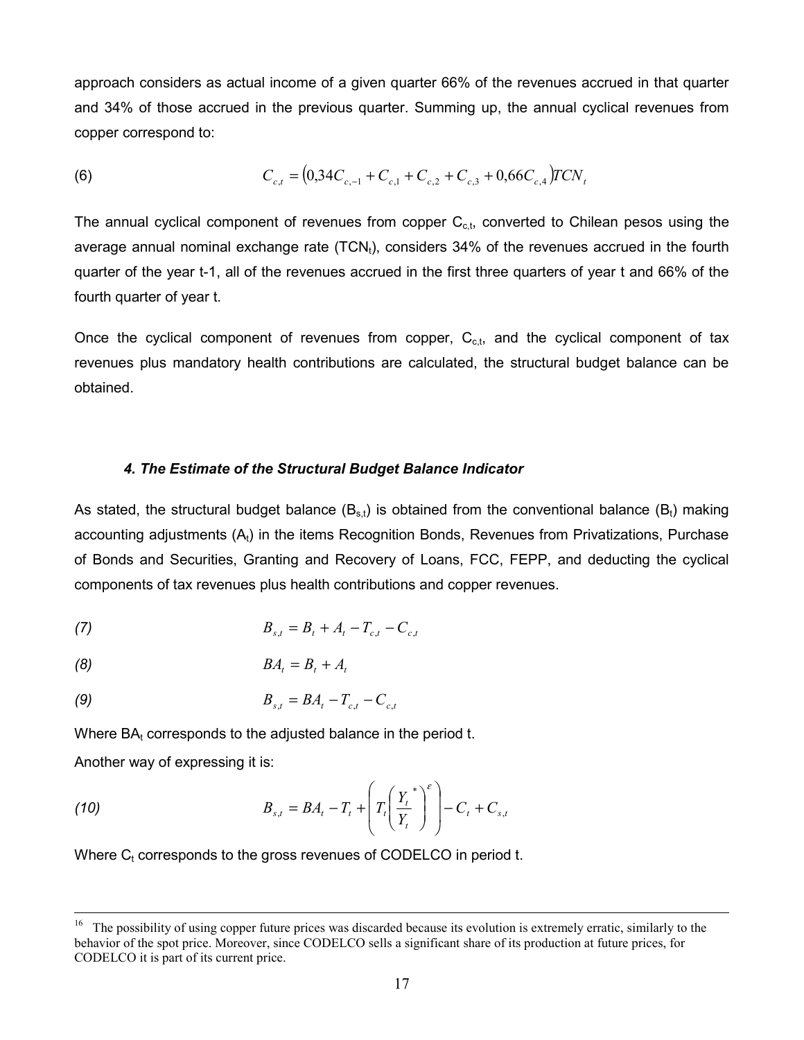approach considers as actual income of a given quarter 66% of the revenues accrued in that quarter and 34% of those accrued in the previous quarter. Summing up, the annual cyclical revenues from copper correspond to:

$$C_{c,t} = \left(0{,}34C_{c,-1} + C_{c,1} + C_{c,2} + C_{c,3} + 0{,}66C_{c,4}\right)TCN_t \tag{6}$$

The annual cyclical component of revenues from copper $C_{c,t}$, converted to Chilean pesos using the average annual nominal exchange rate ($TCN_t$), considers 34% of the revenues accrued in the fourth quarter of the year t-1, all of the revenues accrued in the first three quarters of year t and 66% of the fourth quarter of year t.

Once the cyclical component of revenues from copper, $C_{c,t}$, and the cyclical component of tax revenues plus mandatory health contributions are calculated, the structural budget balance can be obtained.

### *4. The Estimate of the Structural Budget Balance Indicator*

As stated, the structural budget balance ($B_{s,t}$) is obtained from the conventional balance ($B_t$) making accounting adjustments ($A_t$) in the items Recognition Bonds, Revenues from Privatizations, Purchase of Bonds and Securities, Granting and Recovery of Loans, FCC, FEPP, and deducting the cyclical components of tax revenues plus health contributions and copper revenues.

$$B_{s,t} = B_t + A_t - T_{c,t} - C_{c,t} \tag{7}$$

$$BA_t = B_t + A_t \tag{8}$$

$$B_{s,t} = BA_t - T_{c,t} - C_{c,t} \tag{9}$$

Where $BA_t$ corresponds to the adjusted balance in the period t.

Another way of expressing it is:

$$B_{s,t} = BA_t - T_t + \left(T_t\left(\frac{Y_t^{\,*}}{Y_t}\right)^{\varepsilon}\right) - C_t + C_{s,t} \tag{10}$$

Where $C_t$ corresponds to the gross revenues of CODELCO in period t.

---

[16] The possibility of using copper future prices was discarded because its evolution is extremely erratic, similarly to the behavior of the spot price. Moreover, since CODELCO sells a significant share of its production at future prices, for CODELCO it is part of its current price.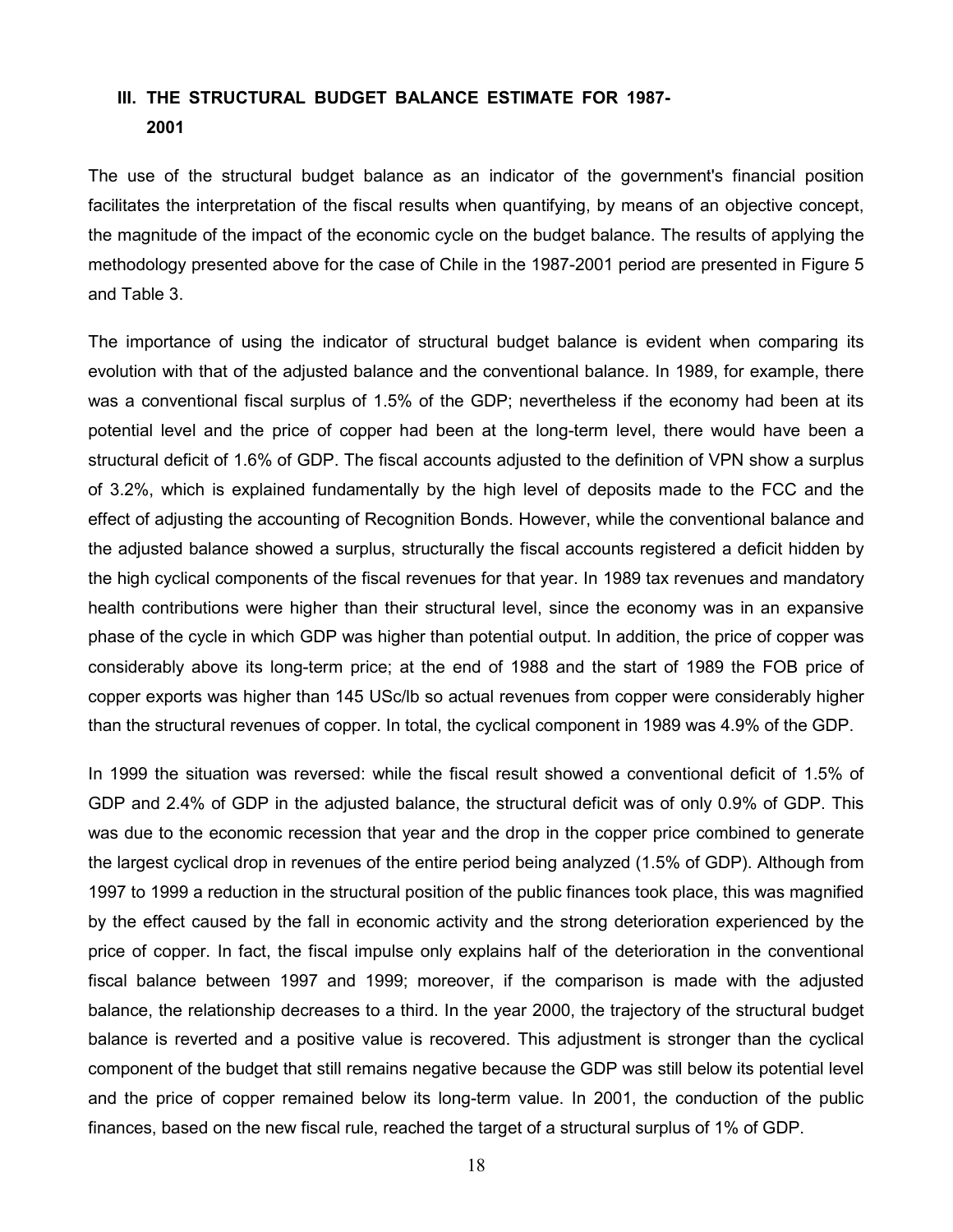## III. THE STRUCTURAL BUDGET BALANCE ESTIMATE FOR 1987-2001

The use of the structural budget balance as an indicator of the government's financial position facilitates the interpretation of the fiscal results when quantifying, by means of an objective concept, the magnitude of the impact of the economic cycle on the budget balance. The results of applying the methodology presented above for the case of Chile in the 1987-2001 period are presented in Figure 5 and Table 3.

The importance of using the indicator of structural budget balance is evident when comparing its evolution with that of the adjusted balance and the conventional balance. In 1989, for example, there was a conventional fiscal surplus of 1.5% of the GDP; nevertheless if the economy had been at its potential level and the price of copper had been at the long-term level, there would have been a structural deficit of 1.6% of GDP. The fiscal accounts adjusted to the definition of VPN show a surplus of 3.2%, which is explained fundamentally by the high level of deposits made to the FCC and the effect of adjusting the accounting of Recognition Bonds. However, while the conventional balance and the adjusted balance showed a surplus, structurally the fiscal accounts registered a deficit hidden by the high cyclical components of the fiscal revenues for that year. In 1989 tax revenues and mandatory health contributions were higher than their structural level, since the economy was in an expansive phase of the cycle in which GDP was higher than potential output. In addition, the price of copper was considerably above its long-term price; at the end of 1988 and the start of 1989 the FOB price of copper exports was higher than 145 USc/lb so actual revenues from copper were considerably higher than the structural revenues of copper. In total, the cyclical component in 1989 was 4.9% of the GDP.

In 1999 the situation was reversed: while the fiscal result showed a conventional deficit of 1.5% of GDP and 2.4% of GDP in the adjusted balance, the structural deficit was of only 0.9% of GDP. This was due to the economic recession that year and the drop in the copper price combined to generate the largest cyclical drop in revenues of the entire period being analyzed (1.5% of GDP). Although from 1997 to 1999 a reduction in the structural position of the public finances took place, this was magnified by the effect caused by the fall in economic activity and the strong deterioration experienced by the price of copper. In fact, the fiscal impulse only explains half of the deterioration in the conventional fiscal balance between 1997 and 1999; moreover, if the comparison is made with the adjusted balance, the relationship decreases to a third. In the year 2000, the trajectory of the structural budget balance is reverted and a positive value is recovered. This adjustment is stronger than the cyclical component of the budget that still remains negative because the GDP was still below its potential level and the price of copper remained below its long-term value. In 2001, the conduction of the public finances, based on the new fiscal rule, reached the target of a structural surplus of 1% of GDP.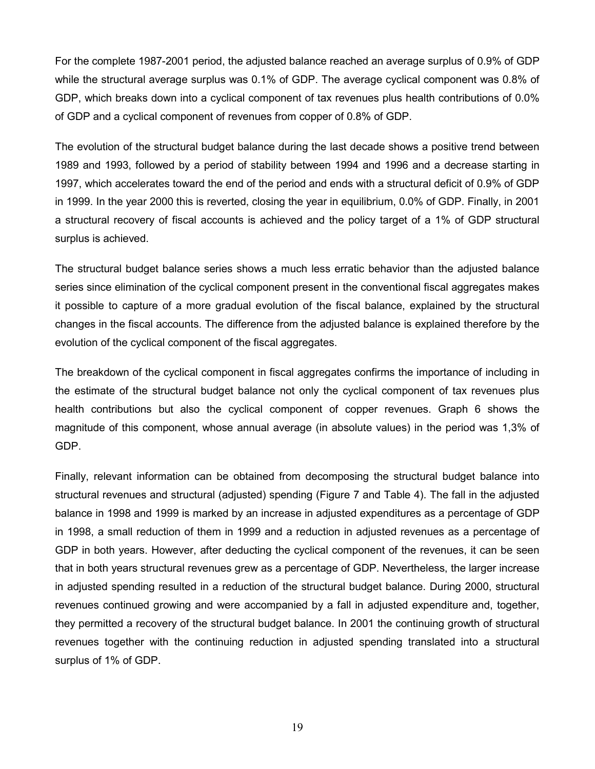For the complete 1987-2001 period, the adjusted balance reached an average surplus of 0.9% of GDP while the structural average surplus was 0.1% of GDP. The average cyclical component was 0.8% of GDP, which breaks down into a cyclical component of tax revenues plus health contributions of 0.0% of GDP and a cyclical component of revenues from copper of 0.8% of GDP.

The evolution of the structural budget balance during the last decade shows a positive trend between 1989 and 1993, followed by a period of stability between 1994 and 1996 and a decrease starting in 1997, which accelerates toward the end of the period and ends with a structural deficit of 0.9% of GDP in 1999. In the year 2000 this is reverted, closing the year in equilibrium, 0.0% of GDP. Finally, in 2001 a structural recovery of fiscal accounts is achieved and the policy target of a 1% of GDP structural surplus is achieved.

The structural budget balance series shows a much less erratic behavior than the adjusted balance series since elimination of the cyclical component present in the conventional fiscal aggregates makes it possible to capture of a more gradual evolution of the fiscal balance, explained by the structural changes in the fiscal accounts. The difference from the adjusted balance is explained therefore by the evolution of the cyclical component of the fiscal aggregates.

The breakdown of the cyclical component in fiscal aggregates confirms the importance of including in the estimate of the structural budget balance not only the cyclical component of tax revenues plus health contributions but also the cyclical component of copper revenues. Graph 6 shows the magnitude of this component, whose annual average (in absolute values) in the period was 1,3% of GDP.

Finally, relevant information can be obtained from decomposing the structural budget balance into structural revenues and structural (adjusted) spending (Figure 7 and Table 4). The fall in the adjusted balance in 1998 and 1999 is marked by an increase in adjusted expenditures as a percentage of GDP in 1998, a small reduction of them in 1999 and a reduction in adjusted revenues as a percentage of GDP in both years. However, after deducting the cyclical component of the revenues, it can be seen that in both years structural revenues grew as a percentage of GDP. Nevertheless, the larger increase in adjusted spending resulted in a reduction of the structural budget balance. During 2000, structural revenues continued growing and were accompanied by a fall in adjusted expenditure and, together, they permitted a recovery of the structural budget balance. In 2001 the continuing growth of structural revenues together with the continuing reduction in adjusted spending translated into a structural surplus of 1% of GDP.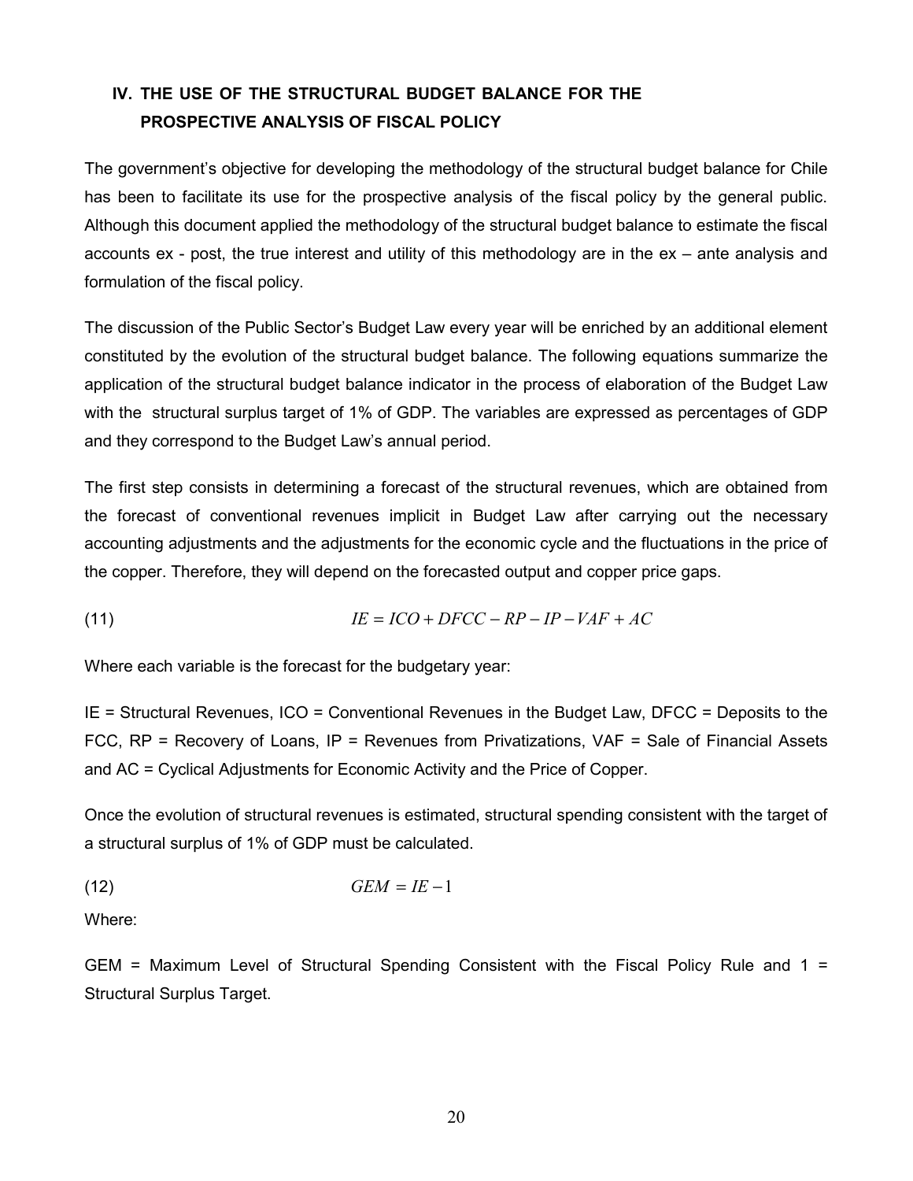## IV. THE USE OF THE STRUCTURAL BUDGET BALANCE FOR THE PROSPECTIVE ANALYSIS OF FISCAL POLICY

The government's objective for developing the methodology of the structural budget balance for Chile has been to facilitate its use for the prospective analysis of the fiscal policy by the general public. Although this document applied the methodology of the structural budget balance to estimate the fiscal accounts ex - post, the true interest and utility of this methodology are in the ex – ante analysis and formulation of the fiscal policy.

The discussion of the Public Sector's Budget Law every year will be enriched by an additional element constituted by the evolution of the structural budget balance. The following equations summarize the application of the structural budget balance indicator in the process of elaboration of the Budget Law with the structural surplus target of 1% of GDP. The variables are expressed as percentages of GDP and they correspond to the Budget Law's annual period.

The first step consists in determining a forecast of the structural revenues, which are obtained from the forecast of conventional revenues implicit in Budget Law after carrying out the necessary accounting adjustments and the adjustments for the economic cycle and the fluctuations in the price of the copper. Therefore, they will depend on the forecasted output and copper price gaps.

$$IE = ICO + DFCC - RP - IP - VAF + AC \tag{11}$$

Where each variable is the forecast for the budgetary year:

IE = Structural Revenues, ICO = Conventional Revenues in the Budget Law, DFCC = Deposits to the FCC, RP = Recovery of Loans, IP = Revenues from Privatizations, VAF = Sale of Financial Assets and AC = Cyclical Adjustments for Economic Activity and the Price of Copper.

Once the evolution of structural revenues is estimated, structural spending consistent with the target of a structural surplus of 1% of GDP must be calculated.

$$GEM = IE - 1 \tag{12}$$

Where:

GEM = Maximum Level of Structural Spending Consistent with the Fiscal Policy Rule and 1 = Structural Surplus Target.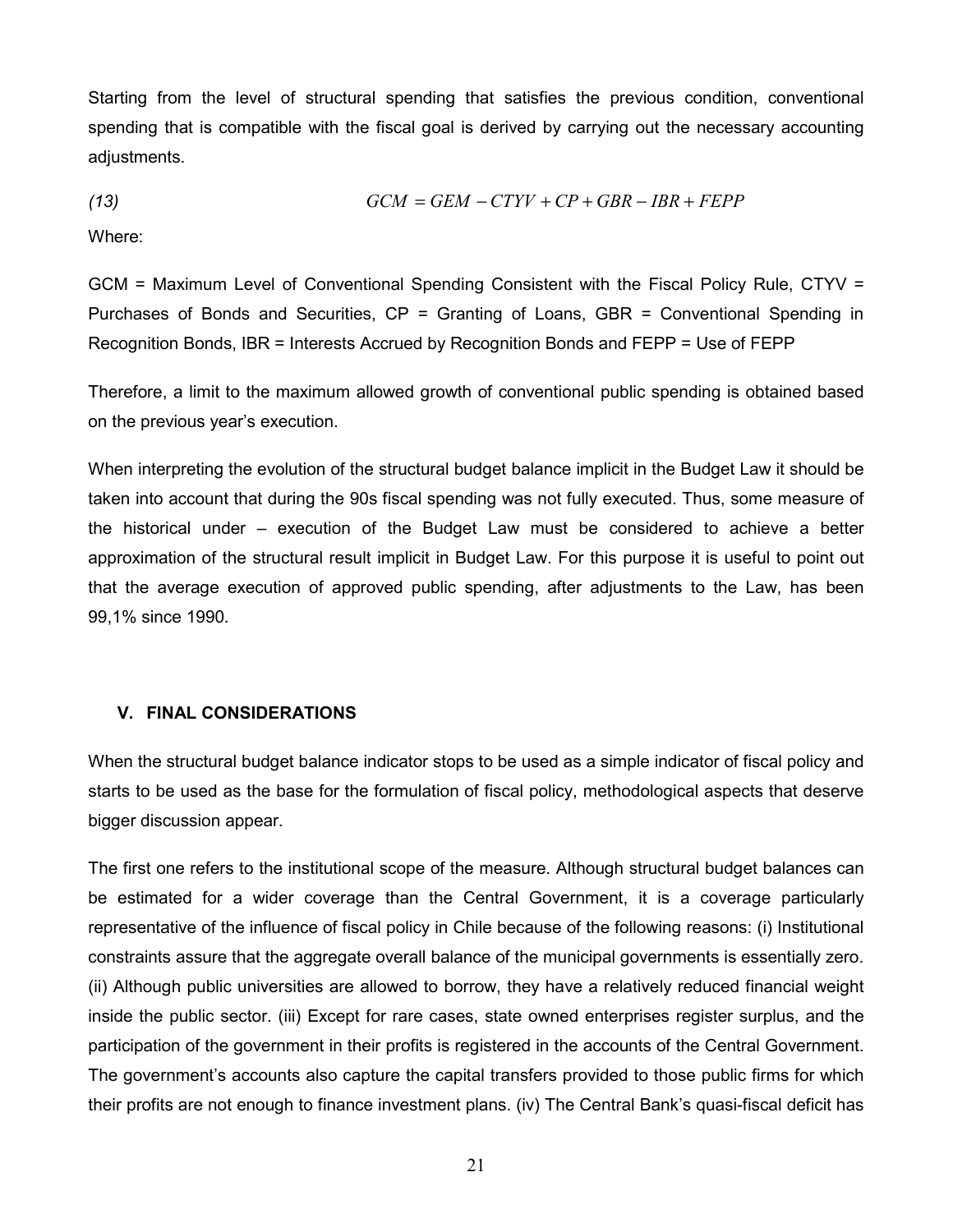Starting from the level of structural spending that satisfies the previous condition, conventional spending that is compatible with the fiscal goal is derived by carrying out the necessary accounting adjustments.

$$(13) \qquad GCM = GEM - CTYV + CP + GBR - IBR + FEPP$$

Where:

GCM = Maximum Level of Conventional Spending Consistent with the Fiscal Policy Rule, CTYV = Purchases of Bonds and Securities, CP = Granting of Loans, GBR = Conventional Spending in Recognition Bonds, IBR = Interests Accrued by Recognition Bonds and FEPP = Use of FEPP

Therefore, a limit to the maximum allowed growth of conventional public spending is obtained based on the previous year's execution.

When interpreting the evolution of the structural budget balance implicit in the Budget Law it should be taken into account that during the 90s fiscal spending was not fully executed. Thus, some measure of the historical under – execution of the Budget Law must be considered to achieve a better approximation of the structural result implicit in Budget Law. For this purpose it is useful to point out that the average execution of approved public spending, after adjustments to the Law, has been 99,1% since 1990.

## V. FINAL CONSIDERATIONS

When the structural budget balance indicator stops to be used as a simple indicator of fiscal policy and starts to be used as the base for the formulation of fiscal policy, methodological aspects that deserve bigger discussion appear.

The first one refers to the institutional scope of the measure. Although structural budget balances can be estimated for a wider coverage than the Central Government, it is a coverage particularly representative of the influence of fiscal policy in Chile because of the following reasons: (i) Institutional constraints assure that the aggregate overall balance of the municipal governments is essentially zero. (ii) Although public universities are allowed to borrow, they have a relatively reduced financial weight inside the public sector. (iii) Except for rare cases, state owned enterprises register surplus, and the participation of the government in their profits is registered in the accounts of the Central Government. The government's accounts also capture the capital transfers provided to those public firms for which their profits are not enough to finance investment plans. (iv) The Central Bank's quasi-fiscal deficit has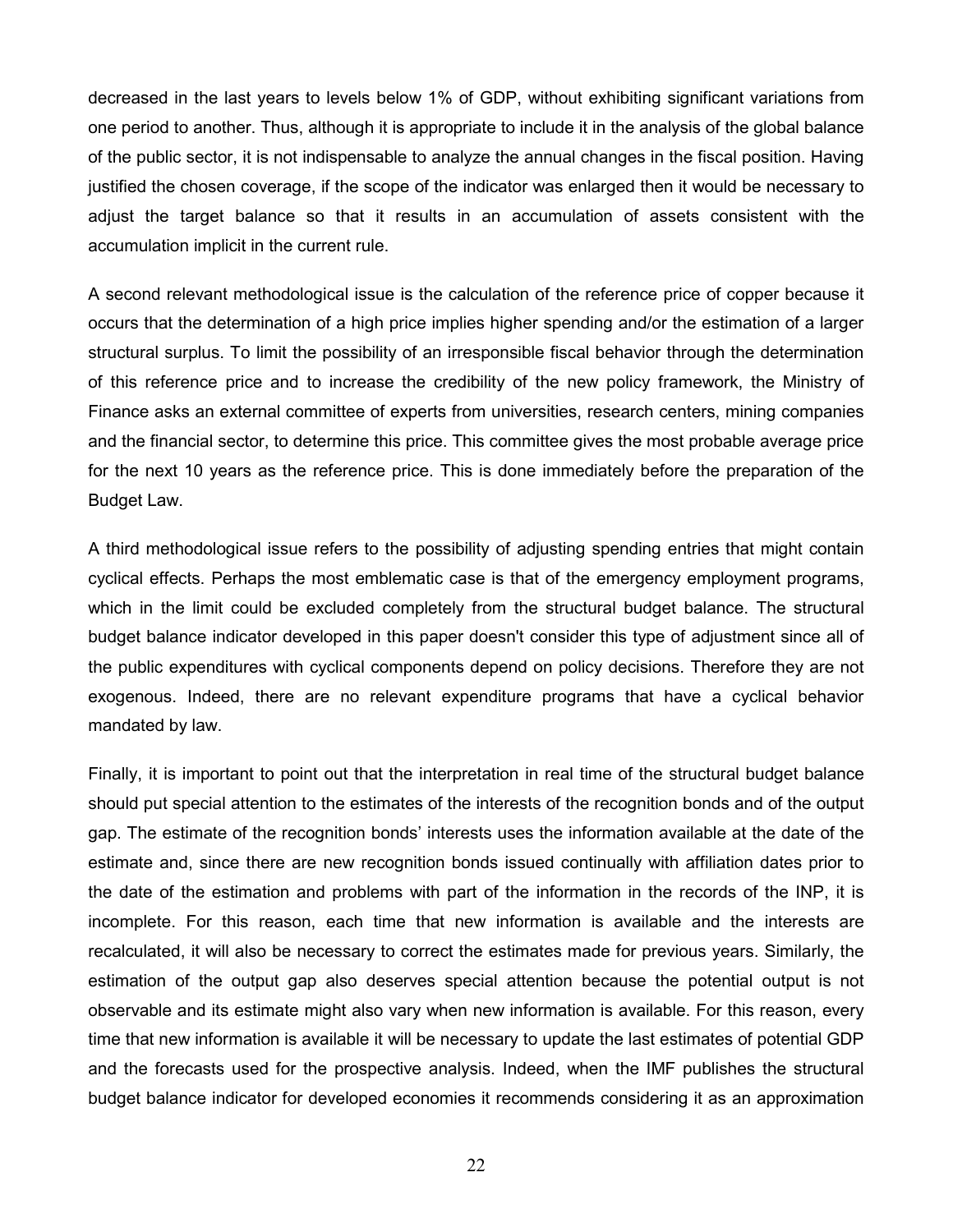decreased in the last years to levels below 1% of GDP, without exhibiting significant variations from one period to another. Thus, although it is appropriate to include it in the analysis of the global balance of the public sector, it is not indispensable to analyze the annual changes in the fiscal position. Having justified the chosen coverage, if the scope of the indicator was enlarged then it would be necessary to adjust the target balance so that it results in an accumulation of assets consistent with the accumulation implicit in the current rule.

A second relevant methodological issue is the calculation of the reference price of copper because it occurs that the determination of a high price implies higher spending and/or the estimation of a larger structural surplus. To limit the possibility of an irresponsible fiscal behavior through the determination of this reference price and to increase the credibility of the new policy framework, the Ministry of Finance asks an external committee of experts from universities, research centers, mining companies and the financial sector, to determine this price. This committee gives the most probable average price for the next 10 years as the reference price. This is done immediately before the preparation of the Budget Law.

A third methodological issue refers to the possibility of adjusting spending entries that might contain cyclical effects. Perhaps the most emblematic case is that of the emergency employment programs, which in the limit could be excluded completely from the structural budget balance. The structural budget balance indicator developed in this paper doesn't consider this type of adjustment since all of the public expenditures with cyclical components depend on policy decisions. Therefore they are not exogenous. Indeed, there are no relevant expenditure programs that have a cyclical behavior mandated by law.

Finally, it is important to point out that the interpretation in real time of the structural budget balance should put special attention to the estimates of the interests of the recognition bonds and of the output gap. The estimate of the recognition bonds' interests uses the information available at the date of the estimate and, since there are new recognition bonds issued continually with affiliation dates prior to the date of the estimation and problems with part of the information in the records of the INP, it is incomplete. For this reason, each time that new information is available and the interests are recalculated, it will also be necessary to correct the estimates made for previous years. Similarly, the estimation of the output gap also deserves special attention because the potential output is not observable and its estimate might also vary when new information is available. For this reason, every time that new information is available it will be necessary to update the last estimates of potential GDP and the forecasts used for the prospective analysis. Indeed, when the IMF publishes the structural budget balance indicator for developed economies it recommends considering it as an approximation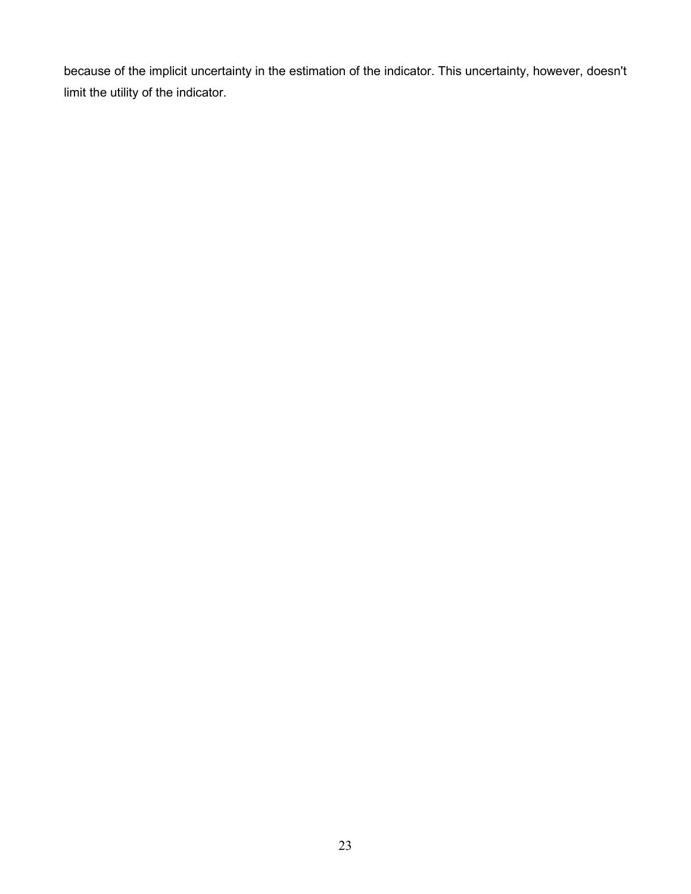because of the implicit uncertainty in the estimation of the indicator. This uncertainty, however, doesn't limit the utility of the indicator.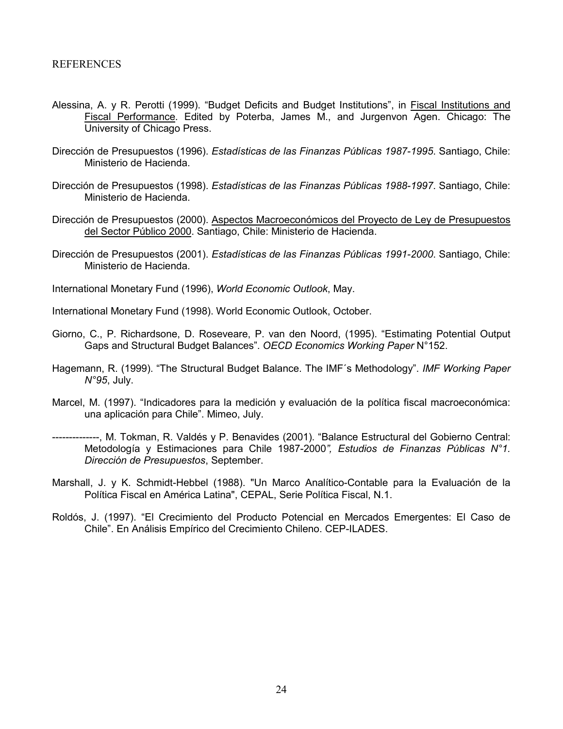REFERENCES

Alessina, A. y R. Perotti (1999). "Budget Deficits and Budget Institutions", in Fiscal Institutions and Fiscal Performance. Edited by Poterba, James M., and Jurgenvon Agen. Chicago: The University of Chicago Press.

Dirección de Presupuestos (1996). *Estadísticas de las Finanzas Públicas 1987-1995*. Santiago, Chile: Ministerio de Hacienda.

Dirección de Presupuestos (1998). *Estadísticas de las Finanzas Públicas 1988-1997*. Santiago, Chile: Ministerio de Hacienda.

Dirección de Presupuestos (2000). Aspectos Macroeconómicos del Proyecto de Ley de Presupuestos del Sector Público 2000. Santiago, Chile: Ministerio de Hacienda.

Dirección de Presupuestos (2001). *Estadísticas de las Finanzas Públicas 1991-2000*. Santiago, Chile: Ministerio de Hacienda.

International Monetary Fund (1996), *World Economic Outlook*, May.

International Monetary Fund (1998). World Economic Outlook, October.

Giorno, C., P. Richardsone, D. Roseveare, P. van den Noord, (1995). "Estimating Potential Output Gaps and Structural Budget Balances". *OECD Economics Working Paper* N°152.

Hagemann, R. (1999). "The Structural Budget Balance. The IMF´s Methodology". *IMF Working Paper N°95*, July.

Marcel, M. (1997). "Indicadores para la medición y evaluación de la política fiscal macroeconómica: una aplicación para Chile". Mimeo, July.

--------------, M. Tokman, R. Valdés y P. Benavides (2001). "Balance Estructural del Gobierno Central: Metodología y Estimaciones para Chile 1987-2000*", Estudios de Finanzas Públicas N°1. Dirección de Presupuestos*, September.

Marshall, J. y K. Schmidt-Hebbel (1988). "Un Marco Analítico-Contable para la Evaluación de la Política Fiscal en América Latina", CEPAL, Serie Política Fiscal, N.1.

Roldós, J. (1997). "El Crecimiento del Producto Potencial en Mercados Emergentes: El Caso de Chile". En Análisis Empírico del Crecimiento Chileno. CEP-ILADES.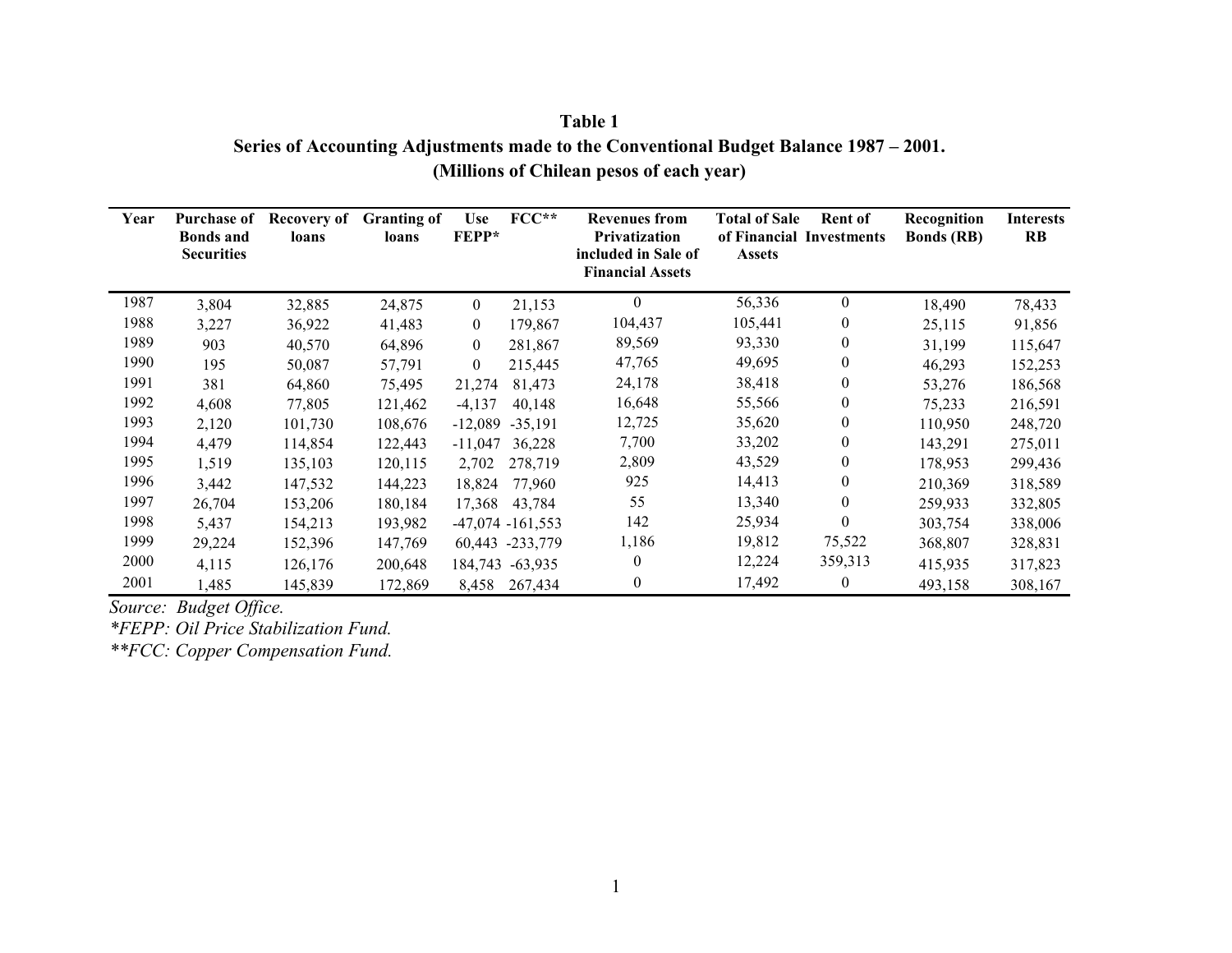**Table 1**

**Series of Accounting Adjustments made to the Conventional Budget Balance 1987 – 2001.**

**(Millions of Chilean pesos of each year)**

| Year | Purchase of Bonds and Securities | Recovery of loans | Granting of loans | Use FEPP* | FCC** | Revenues from Privatization included in Sale of Financial Assets | Total of Sale of Financial Assets | Rent of Investments | Recognition Bonds (RB) | Interests RB |
|---|---|---|---|---|---|---|---|---|---|---|
| 1987 | 3,804 | 32,885 | 24,875 | 0 | 21,153 | 0 | 56,336 | 0 | 18,490 | 78,433 |
| 1988 | 3,227 | 36,922 | 41,483 | 0 | 179,867 | 104,437 | 105,441 | 0 | 25,115 | 91,856 |
| 1989 | 903 | 40,570 | 64,896 | 0 | 281,867 | 89,569 | 93,330 | 0 | 31,199 | 115,647 |
| 1990 | 195 | 50,087 | 57,791 | 0 | 215,445 | 47,765 | 49,695 | 0 | 46,293 | 152,253 |
| 1991 | 381 | 64,860 | 75,495 | 21,274 | 81,473 | 24,178 | 38,418 | 0 | 53,276 | 186,568 |
| 1992 | 4,608 | 77,805 | 121,462 | -4,137 | 40,148 | 16,648 | 55,566 | 0 | 75,233 | 216,591 |
| 1993 | 2,120 | 101,730 | 108,676 | -12,089 | -35,191 | 12,725 | 35,620 | 0 | 110,950 | 248,720 |
| 1994 | 4,479 | 114,854 | 122,443 | -11,047 | 36,228 | 7,700 | 33,202 | 0 | 143,291 | 275,011 |
| 1995 | 1,519 | 135,103 | 120,115 | 2,702 | 278,719 | 2,809 | 43,529 | 0 | 178,953 | 299,436 |
| 1996 | 3,442 | 147,532 | 144,223 | 18,824 | 77,960 | 925 | 14,413 | 0 | 210,369 | 318,589 |
| 1997 | 26,704 | 153,206 | 180,184 | 17,368 | 43,784 | 55 | 13,340 | 0 | 259,933 | 332,805 |
| 1998 | 5,437 | 154,213 | 193,982 | -47,074 | -161,553 | 142 | 25,934 | 0 | 303,754 | 338,006 |
| 1999 | 29,224 | 152,396 | 147,769 | 60,443 | -233,779 | 1,186 | 19,812 | 75,522 | 368,807 | 328,831 |
| 2000 | 4,115 | 126,176 | 200,648 | 184,743 | -63,935 | 0 | 12,224 | 359,313 | 415,935 | 317,823 |
| 2001 | 1,485 | 145,839 | 172,869 | 8,458 | 267,434 | 0 | 17,492 | 0 | 493,158 | 308,167 |

*Source: Budget Office.*

*\*FEPP: Oil Price Stabilization Fund.*

*\*\*FCC: Copper Compensation Fund.*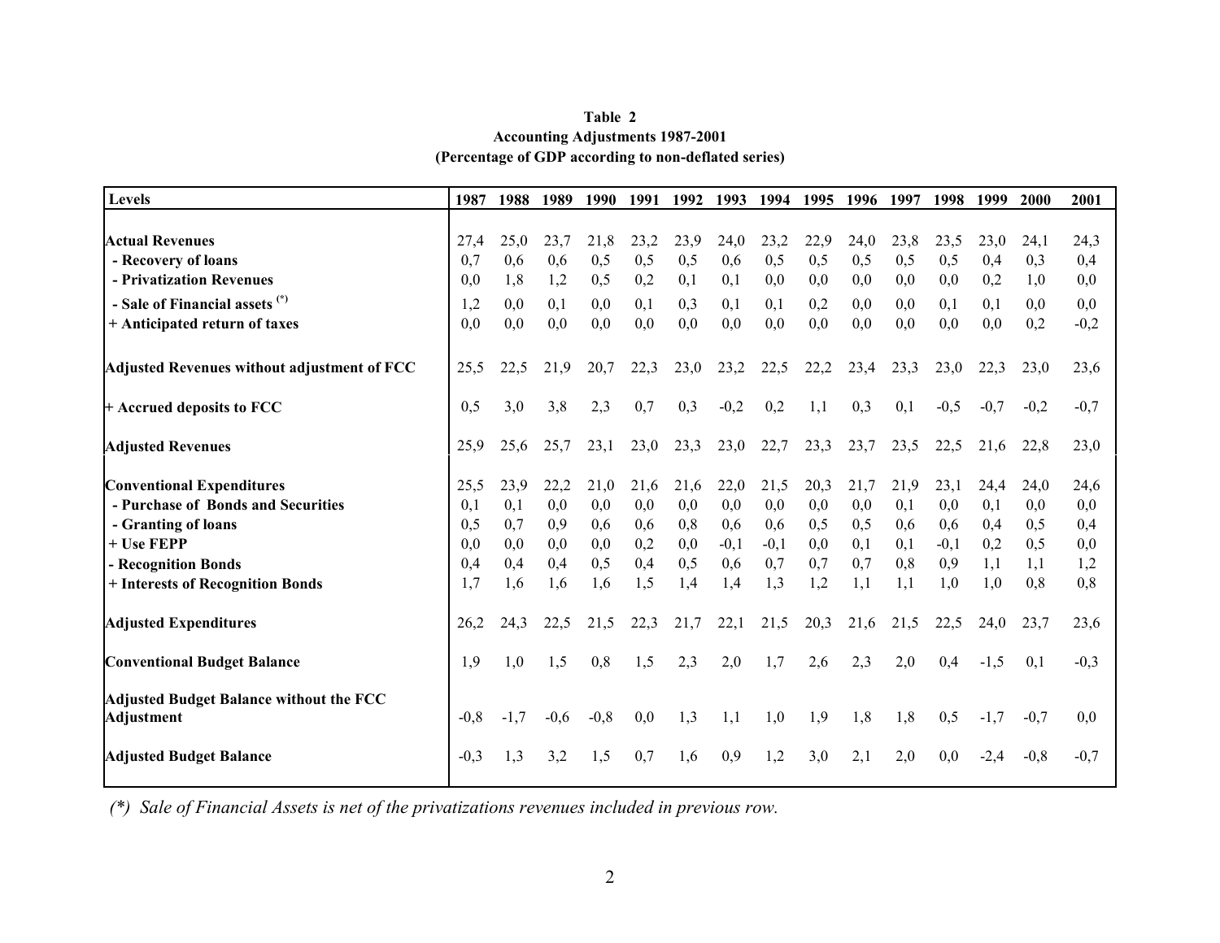**Table 2**
**Accounting Adjustments 1987-2001**
**(Percentage of GDP according to non-deflated series)**

| Levels | 1987 | 1988 | 1989 | 1990 | 1991 | 1992 | 1993 | 1994 | 1995 | 1996 | 1997 | 1998 | 1999 | 2000 | 2001 |
|---|---|---|---|---|---|---|---|---|---|---|---|---|---|---|---|
| **Actual Revenues** | 27,4 | 25,0 | 23,7 | 21,8 | 23,2 | 23,9 | 24,0 | 23,2 | 22,9 | 24,0 | 23,8 | 23,5 | 23,0 | 24,1 | 24,3 |
| **- Recovery of loans** | 0,7 | 0,6 | 0,6 | 0,5 | 0,5 | 0,5 | 0,6 | 0,5 | 0,5 | 0,5 | 0,5 | 0,5 | 0,4 | 0,3 | 0,4 |
| **- Privatization Revenues** | 0,0 | 1,8 | 1,2 | 0,5 | 0,2 | 0,1 | 0,1 | 0,0 | 0,0 | 0,0 | 0,0 | 0,0 | 0,2 | 1,0 | 0,0 |
| **- Sale of Financial assets (\*)** | 1,2 | 0,0 | 0,1 | 0,0 | 0,1 | 0,3 | 0,1 | 0,1 | 0,2 | 0,0 | 0,0 | 0,1 | 0,1 | 0,0 | 0,0 |
| **+ Anticipated return of taxes** | 0,0 | 0,0 | 0,0 | 0,0 | 0,0 | 0,0 | 0,0 | 0,0 | 0,0 | 0,0 | 0,0 | 0,0 | 0,0 | 0,2 | -0,2 |
| **Adjusted Revenues without adjustment of FCC** | 25,5 | 22,5 | 21,9 | 20,7 | 22,3 | 23,0 | 23,2 | 22,5 | 22,2 | 23,4 | 23,3 | 23,0 | 22,3 | 23,0 | 23,6 |
| **+ Accrued deposits to FCC** | 0,5 | 3,0 | 3,8 | 2,3 | 0,7 | 0,3 | -0,2 | 0,2 | 1,1 | 0,3 | 0,1 | -0,5 | -0,7 | -0,2 | -0,7 |
| **Adjusted Revenues** | 25,9 | 25,6 | 25,7 | 23,1 | 23,0 | 23,3 | 23,0 | 22,7 | 23,3 | 23,7 | 23,5 | 22,5 | 21,6 | 22,8 | 23,0 |
| **Conventional Expenditures** | 25,5 | 23,9 | 22,2 | 21,0 | 21,6 | 21,6 | 22,0 | 21,5 | 20,3 | 21,7 | 21,9 | 23,1 | 24,4 | 24,0 | 24,6 |
| **- Purchase of Bonds and Securities** | 0,1 | 0,1 | 0,0 | 0,0 | 0,0 | 0,0 | 0,0 | 0,0 | 0,0 | 0,0 | 0,1 | 0,0 | 0,1 | 0,0 | 0,0 |
| **- Granting of loans** | 0,5 | 0,7 | 0,9 | 0,6 | 0,6 | 0,8 | 0,6 | 0,6 | 0,5 | 0,5 | 0,6 | 0,6 | 0,4 | 0,5 | 0,4 |
| **+ Use FEPP** | 0,0 | 0,0 | 0,0 | 0,0 | 0,2 | 0,0 | -0,1 | -0,1 | 0,0 | 0,1 | 0,1 | -0,1 | 0,2 | 0,5 | 0,0 |
| **- Recognition Bonds** | 0,4 | 0,4 | 0,4 | 0,5 | 0,4 | 0,5 | 0,6 | 0,7 | 0,7 | 0,7 | 0,8 | 0,9 | 1,1 | 1,1 | 1,2 |
| **+ Interests of Recognition Bonds** | 1,7 | 1,6 | 1,6 | 1,6 | 1,5 | 1,4 | 1,4 | 1,3 | 1,2 | 1,1 | 1,1 | 1,0 | 1,0 | 0,8 | 0,8 |
| **Adjusted Expenditures** | 26,2 | 24,3 | 22,5 | 21,5 | 22,3 | 21,7 | 22,1 | 21,5 | 20,3 | 21,6 | 21,5 | 22,5 | 24,0 | 23,7 | 23,6 |
| **Conventional Budget Balance** | 1,9 | 1,0 | 1,5 | 0,8 | 1,5 | 2,3 | 2,0 | 1,7 | 2,6 | 2,3 | 2,0 | 0,4 | -1,5 | 0,1 | -0,3 |
| **Adjusted Budget Balance without the FCC Adjustment** | -0,8 | -1,7 | -0,6 | -0,8 | 0,0 | 1,3 | 1,1 | 1,0 | 1,9 | 1,8 | 1,8 | 0,5 | -1,7 | -0,7 | 0,0 |
| **Adjusted Budget Balance** | -0,3 | 1,3 | 3,2 | 1,5 | 0,7 | 1,6 | 0,9 | 1,2 | 3,0 | 2,1 | 2,0 | 0,0 | -2,4 | -0,8 | -0,7 |

*(\*) Sale of Financial Assets is net of the privatizations revenues included in previous row.*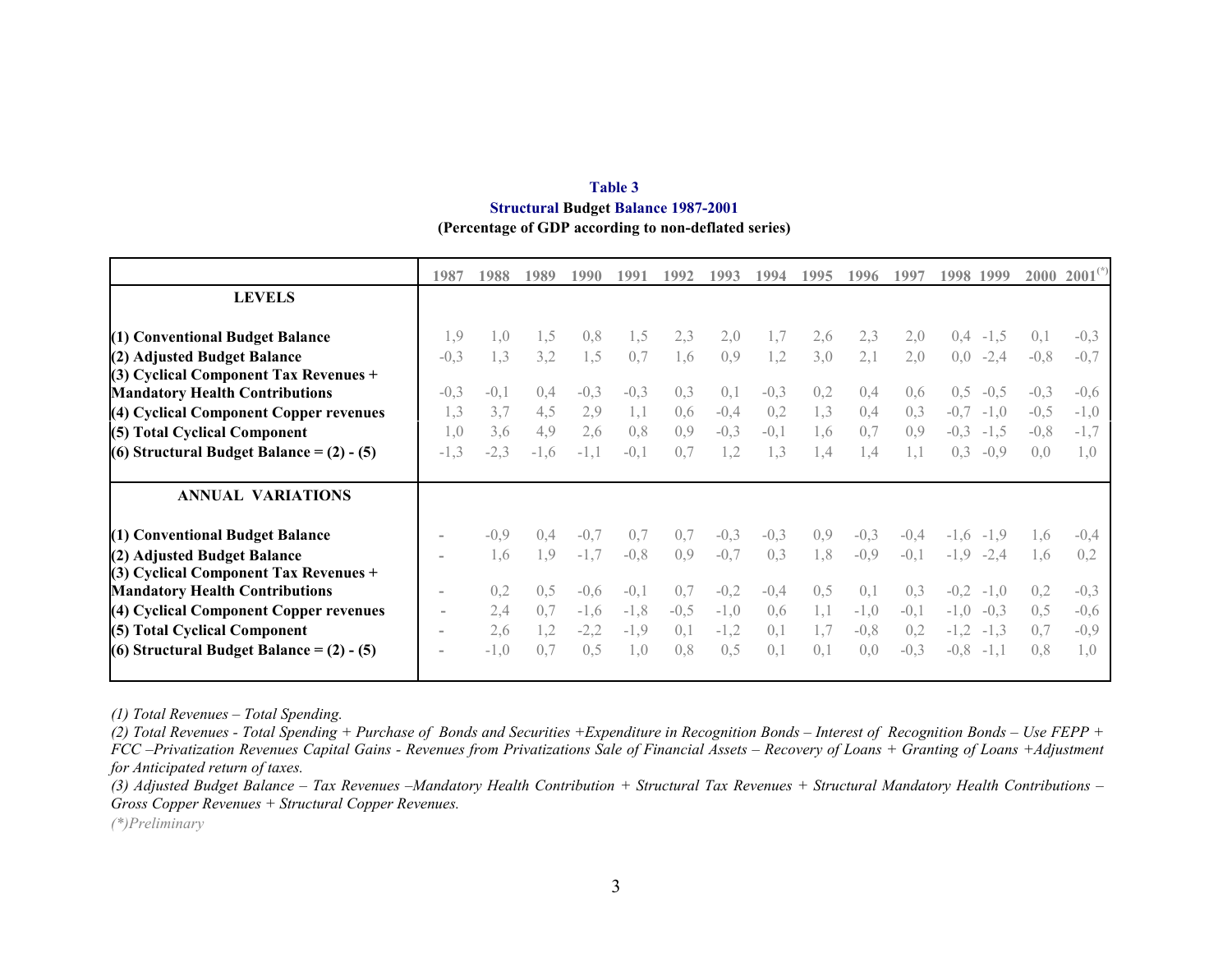**Table 3**
**Structural Budget Balance 1987-2001**
**(Percentage of GDP according to non-deflated series)**

| | 1987 | 1988 | 1989 | 1990 | 1991 | 1992 | 1993 | 1994 | 1995 | 1996 | 1997 | 1998 | 1999 | 2000 | 2001(*) |
|---|---|---|---|---|---|---|---|---|---|---|---|---|---|---|---|
| **LEVELS** | | | | | | | | | | | | | | | |
| **(1) Conventional Budget Balance** | 1,9 | 1,0 | 1,5 | 0,8 | 1,5 | 2,3 | 2,0 | 1,7 | 2,6 | 2,3 | 2,0 | 0,4 | -1,5 | 0,1 | -0,3 |
| **(2) Adjusted Budget Balance** | -0,3 | 1,3 | 3,2 | 1,5 | 0,7 | 1,6 | 0,9 | 1,2 | 3,0 | 2,1 | 2,0 | 0,0 | -2,4 | -0,8 | -0,7 |
| **(3) Cyclical Component Tax Revenues + Mandatory Health Contributions** | -0,3 | -0,1 | 0,4 | -0,3 | -0,3 | 0,3 | 0,1 | -0,3 | 0,2 | 0,4 | 0,6 | 0,5 | -0,5 | -0,3 | -0,6 |
| **(4) Cyclical Component Copper revenues** | 1,3 | 3,7 | 4,5 | 2,9 | 1,1 | 0,6 | -0,4 | 0,2 | 1,3 | 0,4 | 0,3 | -0,7 | -1,0 | -0,5 | -1,0 |
| **(5) Total Cyclical Component** | 1,0 | 3,6 | 4,9 | 2,6 | 0,8 | 0,9 | -0,3 | -0,1 | 1,6 | 0,7 | 0,9 | -0,3 | -1,5 | -0,8 | -1,7 |
| **(6) Structural Budget Balance = (2) - (5)** | -1,3 | -2,3 | -1,6 | -1,1 | -0,1 | 0,7 | 1,2 | 1,3 | 1,4 | 1,4 | 1,1 | 0,3 | -0,9 | 0,0 | 1,0 |
| **ANNUAL VARIATIONS** | | | | | | | | | | | | | | | |
| **(1) Conventional Budget Balance** | - | -0,9 | 0,4 | -0,7 | 0,7 | 0,7 | -0,3 | -0,3 | 0,9 | -0,3 | -0,4 | -1,6 | -1,9 | 1,6 | -0,4 |
| **(2) Adjusted Budget Balance** | - | 1,6 | 1,9 | -1,7 | -0,8 | 0,9 | -0,7 | 0,3 | 1,8 | -0,9 | -0,1 | -1,9 | -2,4 | 1,6 | 0,2 |
| **(3) Cyclical Component Tax Revenues + Mandatory Health Contributions** | - | 0,2 | 0,5 | -0,6 | -0,1 | 0,7 | -0,2 | -0,4 | 0,5 | 0,1 | 0,3 | -0,2 | -1,0 | 0,2 | -0,3 |
| **(4) Cyclical Component Copper revenues** | - | 2,4 | 0,7 | -1,6 | -1,8 | -0,5 | -1,0 | 0,6 | 1,1 | -1,0 | -0,1 | -1,0 | -0,3 | 0,5 | -0,6 |
| **(5) Total Cyclical Component** | - | 2,6 | 1,2 | -2,2 | -1,9 | 0,1 | -1,2 | 0,1 | 1,7 | -0,8 | 0,2 | -1,2 | -1,3 | 0,7 | -0,9 |
| **(6) Structural Budget Balance = (2) - (5)** | - | -1,0 | 0,7 | 0,5 | 1,0 | 0,8 | 0,5 | 0,1 | 0,1 | 0,0 | -0,3 | -0,8 | -1,1 | 0,8 | 1,0 |

*(1) Total Revenues – Total Spending.*

*(2) Total Revenues - Total Spending + Purchase of Bonds and Securities +Expenditure in Recognition Bonds – Interest of Recognition Bonds – Use FEPP + FCC –Privatization Revenues Capital Gains - Revenues from Privatizations Sale of Financial Assets – Recovery of Loans + Granting of Loans +Adjustment for Anticipated return of taxes.*

*(3) Adjusted Budget Balance – Tax Revenues –Mandatory Health Contribution + Structural Tax Revenues + Structural Mandatory Health Contributions – Gross Copper Revenues + Structural Copper Revenues.*

*(\*)Preliminary*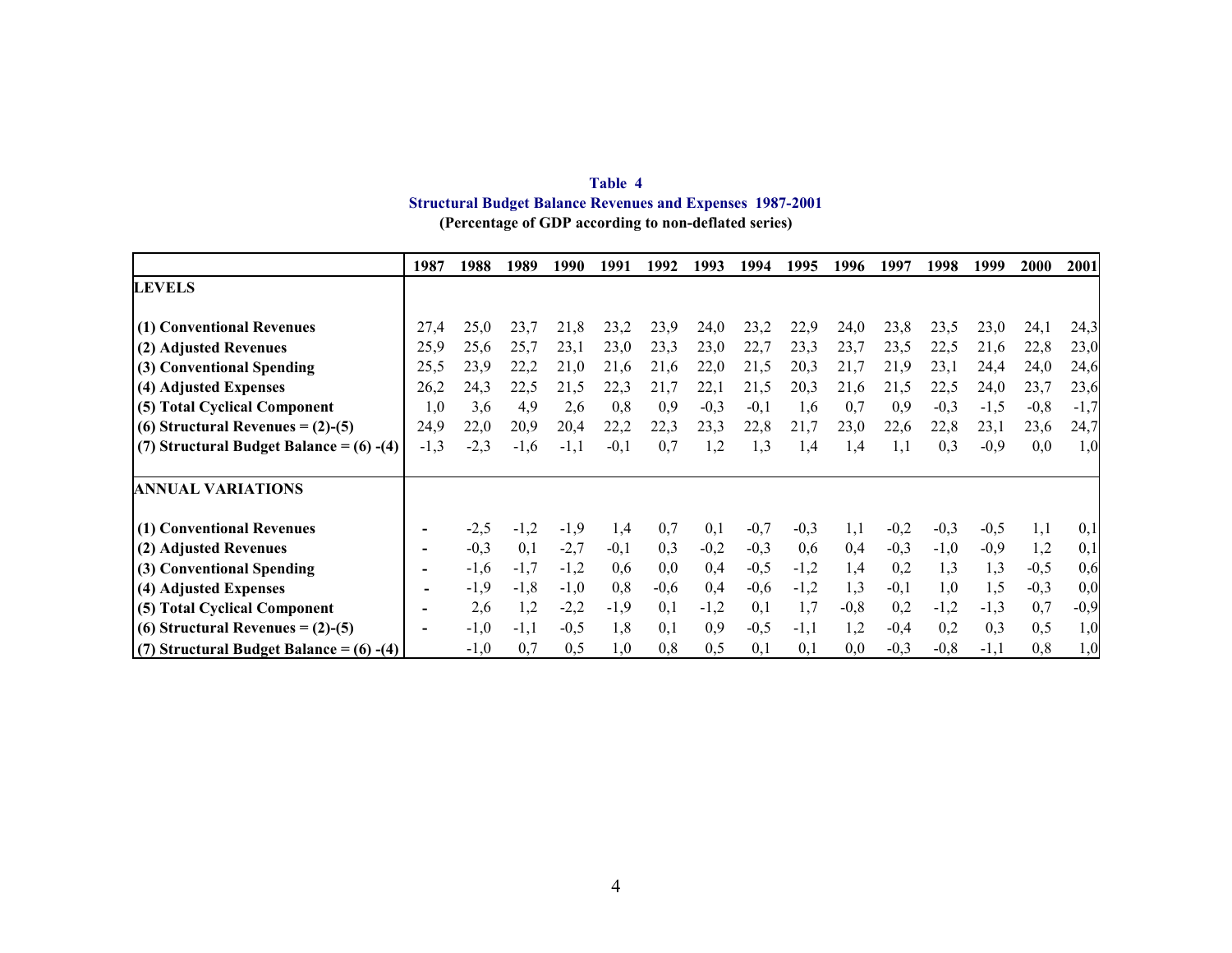**Table 4**
**Structural Budget Balance Revenues and Expenses 1987-2001**
**(Percentage of GDP according to non-deflated series)**

| | 1987 | 1988 | 1989 | 1990 | 1991 | 1992 | 1993 | 1994 | 1995 | 1996 | 1997 | 1998 | 1999 | 2000 | 2001 |
|---|---|---|---|---|---|---|---|---|---|---|---|---|---|---|---|
| **LEVELS** | | | | | | | | | | | | | | | |
| **(1) Conventional Revenues** | 27,4 | 25,0 | 23,7 | 21,8 | 23,2 | 23,9 | 24,0 | 23,2 | 22,9 | 24,0 | 23,8 | 23,5 | 23,0 | 24,1 | 24,3 |
| **(2) Adjusted Revenues** | 25,9 | 25,6 | 25,7 | 23,1 | 23,0 | 23,3 | 23,0 | 22,7 | 23,3 | 23,7 | 23,5 | 22,5 | 21,6 | 22,8 | 23,0 |
| **(3) Conventional Spending** | 25,5 | 23,9 | 22,2 | 21,0 | 21,6 | 21,6 | 22,0 | 21,5 | 20,3 | 21,7 | 21,9 | 23,1 | 24,4 | 24,0 | 24,6 |
| **(4) Adjusted Expenses** | 26,2 | 24,3 | 22,5 | 21,5 | 22,3 | 21,7 | 22,1 | 21,5 | 20,3 | 21,6 | 21,5 | 22,5 | 24,0 | 23,7 | 23,6 |
| **(5) Total Cyclical Component** | 1,0 | 3,6 | 4,9 | 2,6 | 0,8 | 0,9 | -0,3 | -0,1 | 1,6 | 0,7 | 0,9 | -0,3 | -1,5 | -0,8 | -1,7 |
| **(6) Structural Revenues = (2)-(5)** | 24,9 | 22,0 | 20,9 | 20,4 | 22,2 | 22,3 | 23,3 | 22,8 | 21,7 | 23,0 | 22,6 | 22,8 | 23,1 | 23,6 | 24,7 |
| **(7) Structural Budget Balance = (6) -(4)** | -1,3 | -2,3 | -1,6 | -1,1 | -0,1 | 0,7 | 1,2 | 1,3 | 1,4 | 1,4 | 1,1 | 0,3 | -0,9 | 0,0 | 1,0 |
| **ANNUAL VARIATIONS** | | | | | | | | | | | | | | | |
| **(1) Conventional Revenues** | - | -2,5 | -1,2 | -1,9 | 1,4 | 0,7 | 0,1 | -0,7 | -0,3 | 1,1 | -0,2 | -0,3 | -0,5 | 1,1 | 0,1 |
| **(2) Adjusted Revenues** | - | -0,3 | 0,1 | -2,7 | -0,1 | 0,3 | -0,2 | -0,3 | 0,6 | 0,4 | -0,3 | -1,0 | -0,9 | 1,2 | 0,1 |
| **(3) Conventional Spending** | - | -1,6 | -1,7 | -1,2 | 0,6 | 0,0 | 0,4 | -0,5 | -1,2 | 1,4 | 0,2 | 1,3 | 1,3 | -0,5 | 0,6 |
| **(4) Adjusted Expenses** | - | -1,9 | -1,8 | -1,0 | 0,8 | -0,6 | 0,4 | -0,6 | -1,2 | 1,3 | -0,1 | 1,0 | 1,5 | -0,3 | 0,0 |
| **(5) Total Cyclical Component** | - | 2,6 | 1,2 | -2,2 | -1,9 | 0,1 | -1,2 | 0,1 | 1,7 | -0,8 | 0,2 | -1,2 | -1,3 | 0,7 | -0,9 |
| **(6) Structural Revenues = (2)-(5)** | - | -1,0 | -1,1 | -0,5 | 1,8 | 0,1 | 0,9 | -0,5 | -1,1 | 1,2 | -0,4 | 0,2 | 0,3 | 0,5 | 1,0 |
| **(7) Structural Budget Balance = (6) -(4)** | | -1,0 | 0,7 | 0,5 | 1,0 | 0,8 | 0,5 | 0,1 | 0,1 | 0,0 | -0,3 | -0,8 | -1,1 | 0,8 | 1,0 |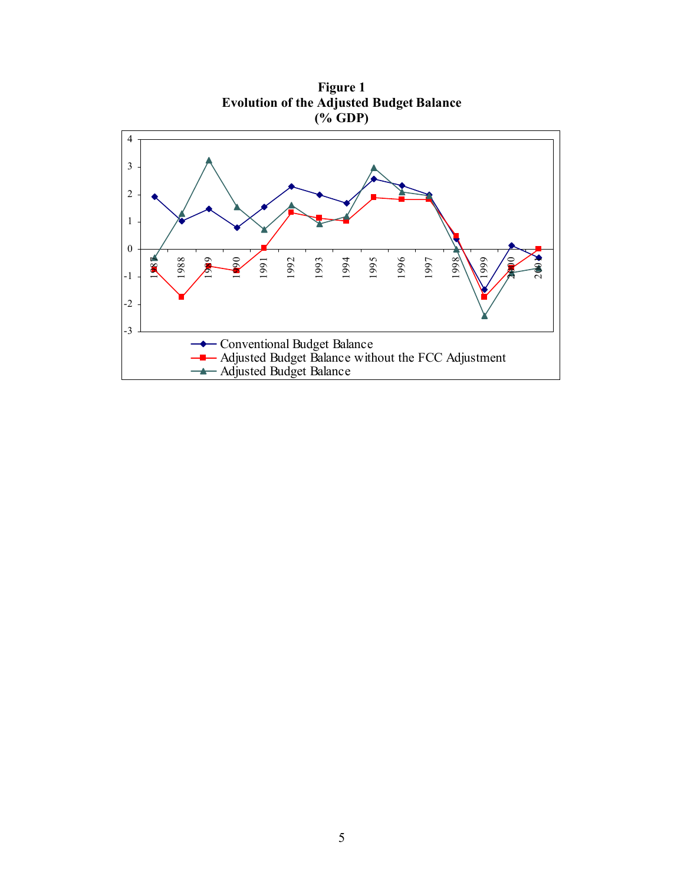**Figure 1**
**Evolution of the Adjusted Budget Balance**
**(% GDP)**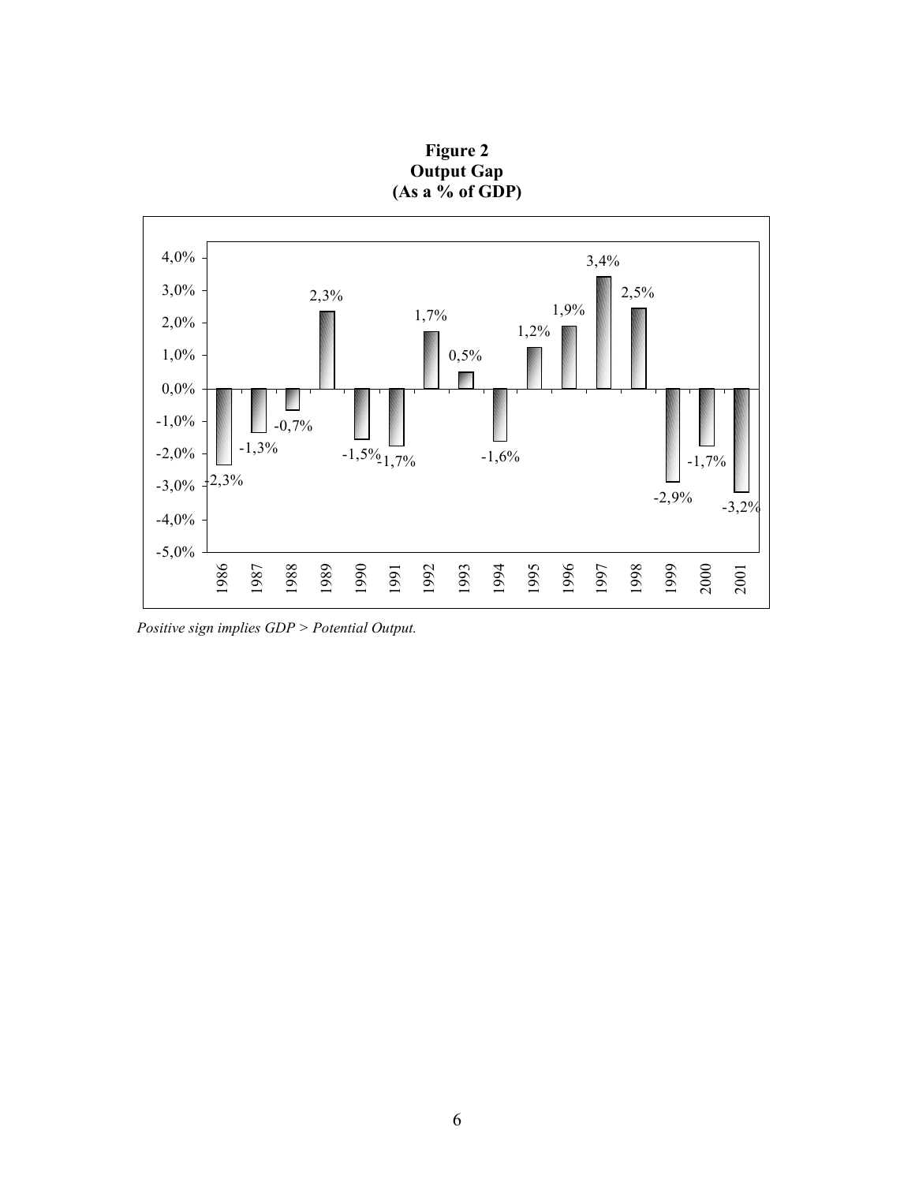**Figure 2**
**Output Gap**
**(As a % of GDP)**

| Year | Output Gap |
|---|---|
| 1986 | -2,3% |
| 1987 | -1,3% |
| 1988 | -0,7% |
| 1989 | 2,3% |
| 1990 | -1,5% |
| 1991 | -1,7% |
| 1992 | 1,7% |
| 1993 | 0,5% |
| 1994 | -1,6% |
| 1995 | 1,2% |
| 1996 | 1,9% |
| 1997 | 3,4% |
| 1998 | 2,5% |
| 1999 | -2,9% |
| 2000 | -1,7% |
| 2001 | -3,2% |

*Positive sign implies GDP > Potential Output.*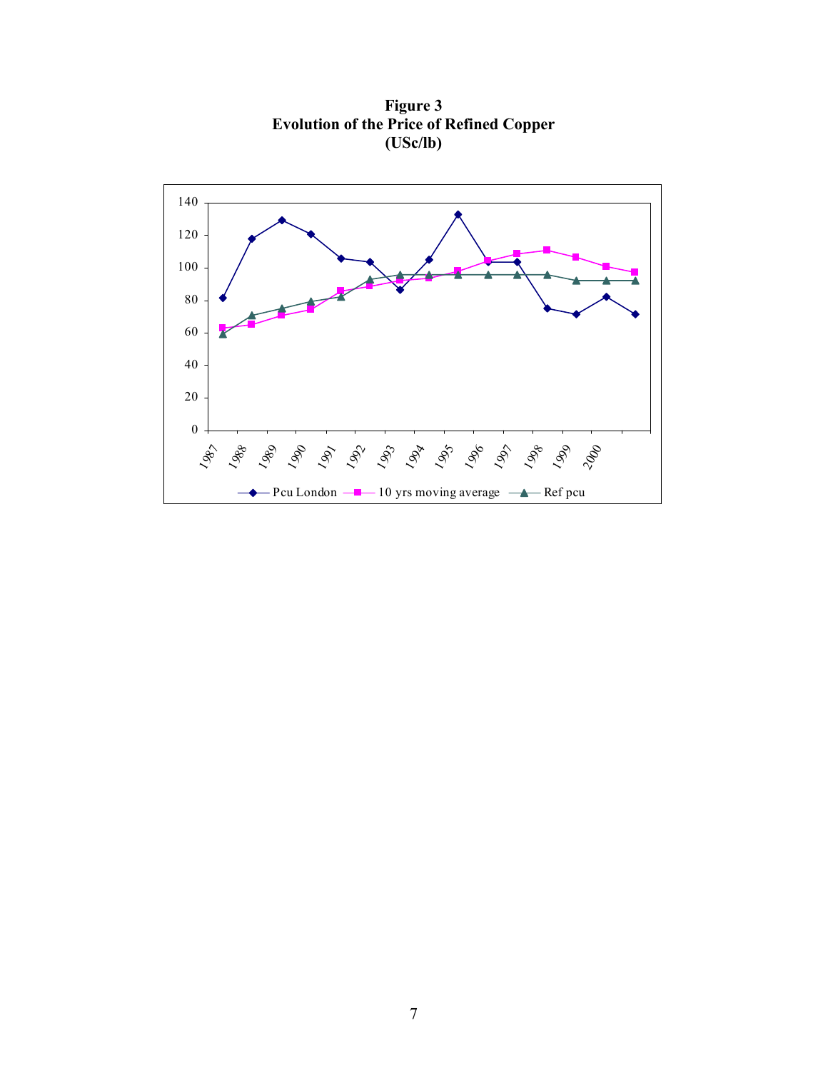**Figure 3**
**Evolution of the Price of Refined Copper**
**(USc/lb)**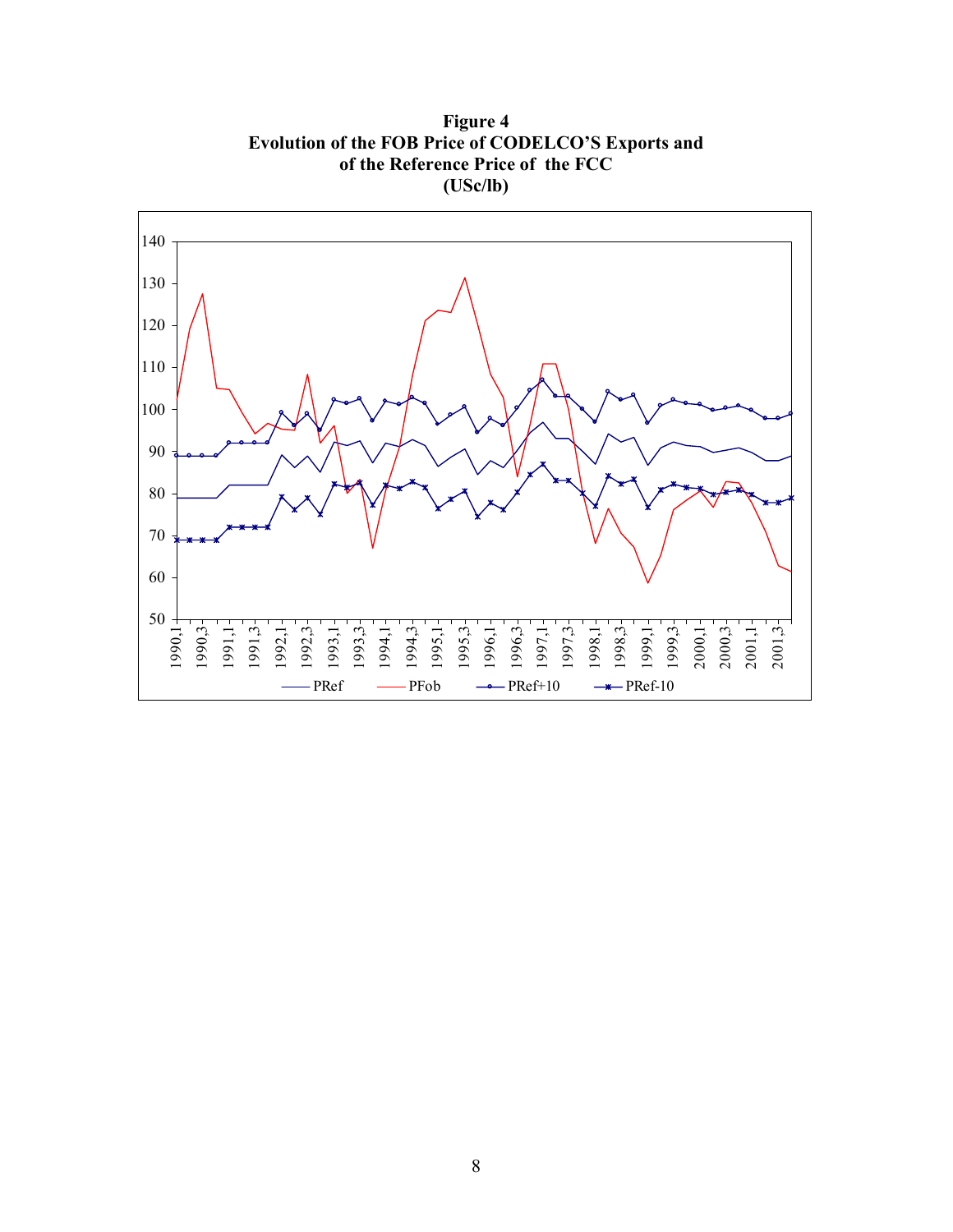**Figure 4**
**Evolution of the FOB Price of CODELCO'S Exports and of the Reference Price of the FCC**
**(USc/lb)**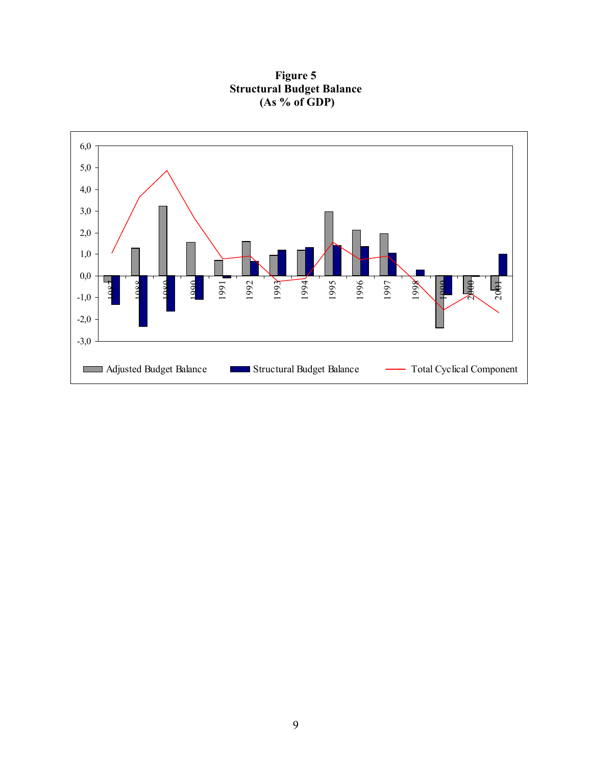**Figure 5**
**Structural Budget Balance**
**(As % of GDP)**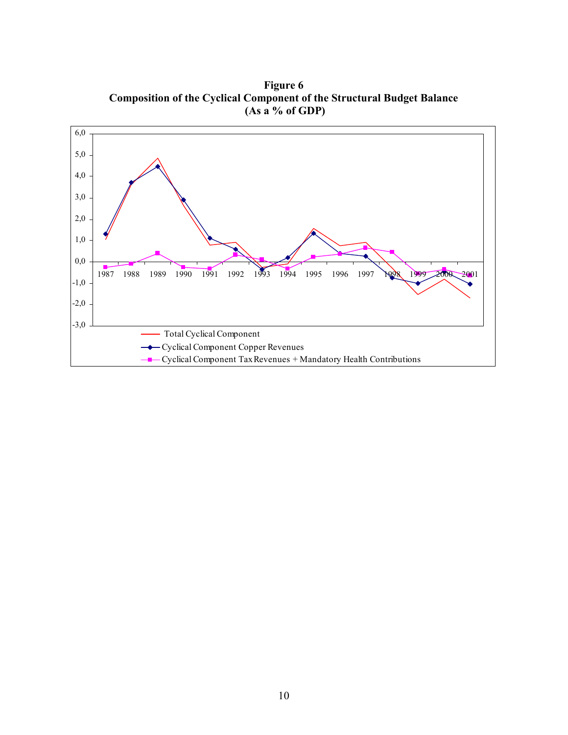**Figure 6**
**Composition of the Cyclical Component of the Structural Budget Balance**
**(As a % of GDP)**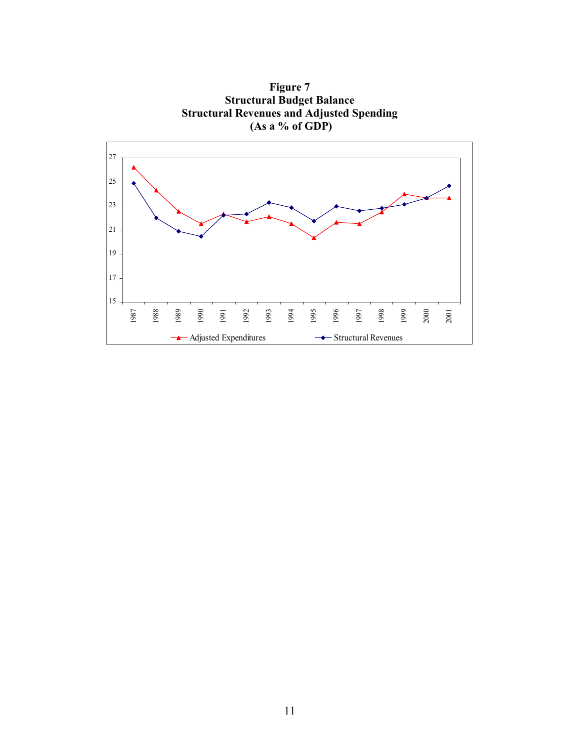**Figure 7**
**Structural Budget Balance**
**Structural Revenues and Adjusted Spending**
**(As a % of GDP)**

27
25
23
21
19
17
15

1987 1988 1989 1990 1991 1992 1993 1994 1995 1996 1997 1998 1999 2000 2001

Adjusted Expenditures
Structural Revenues